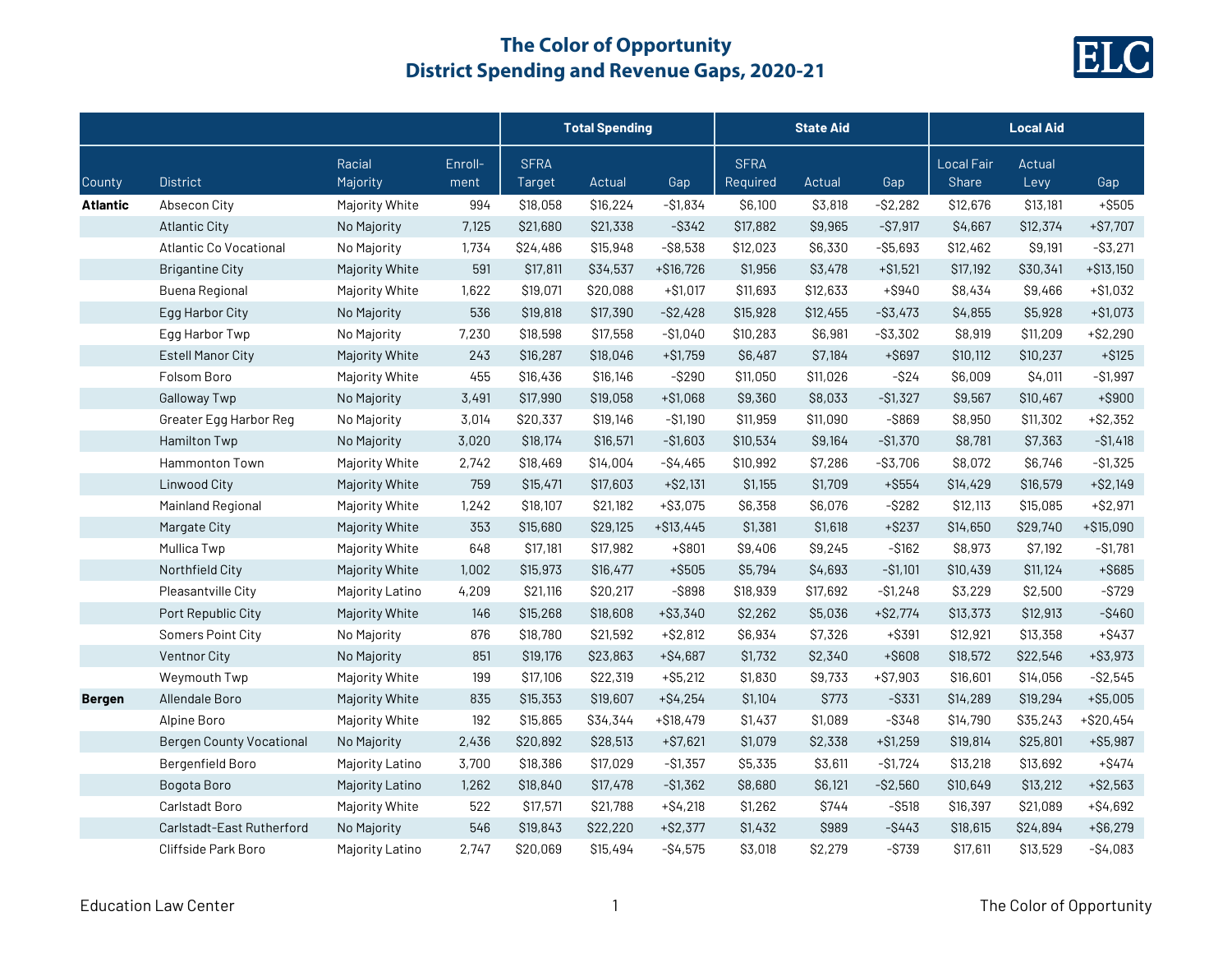# The Color of Opportunity
## District Spending and Revenue Gaps, 2020-21

ELC

| | | | | Total Spending | | | State Aid | | | Local Aid | | |
|---|---|---|---|---|---|---|---|---|---|---|---|---|
| County | District | Racial Majority | Enroll-ment | SFRA Target | Actual | Gap | SFRA Required | Actual | Gap | Local Fair Share | Actual Levy | Gap |
| **Atlantic** | Absecon City | Majority White | 994 | $18,058 | $16,224 | -$1,834 | $6,100 | $3,818 | -$2,282 | $12,676 | $13,181 | +$505 |
| | Atlantic City | No Majority | 7,125 | $21,680 | $21,338 | -$342 | $17,882 | $9,965 | -$7,917 | $4,667 | $12,374 | +$7,707 |
| | Atlantic Co Vocational | No Majority | 1,734 | $24,486 | $15,948 | -$8,538 | $12,023 | $6,330 | -$5,693 | $12,462 | $9,191 | -$3,271 |
| | Brigantine City | Majority White | 591 | $17,811 | $34,537 | +$16,726 | $1,956 | $3,478 | +$1,521 | $17,192 | $30,341 | +$13,150 |
| | Buena Regional | Majority White | 1,622 | $19,071 | $20,088 | +$1,017 | $11,693 | $12,633 | +$940 | $8,434 | $9,466 | +$1,032 |
| | Egg Harbor City | No Majority | 536 | $19,818 | $17,390 | -$2,428 | $15,928 | $12,455 | -$3,473 | $4,855 | $5,928 | +$1,073 |
| | Egg Harbor Twp | No Majority | 7,230 | $18,598 | $17,558 | -$1,040 | $10,283 | $6,981 | -$3,302 | $8,919 | $11,209 | +$2,290 |
| | Estell Manor City | Majority White | 243 | $16,287 | $18,046 | +$1,759 | $6,487 | $7,184 | +$697 | $10,112 | $10,237 | +$125 |
| | Folsom Boro | Majority White | 455 | $16,436 | $16,146 | -$290 | $11,050 | $11,026 | -$24 | $6,009 | $4,011 | -$1,997 |
| | Galloway Twp | No Majority | 3,491 | $17,990 | $19,058 | +$1,068 | $9,360 | $8,033 | -$1,327 | $9,567 | $10,467 | +$900 |
| | Greater Egg Harbor Reg | No Majority | 3,014 | $20,337 | $19,146 | -$1,190 | $11,959 | $11,090 | -$869 | $8,950 | $11,302 | +$2,352 |
| | Hamilton Twp | No Majority | 3,020 | $18,174 | $16,571 | -$1,603 | $10,534 | $9,164 | -$1,370 | $8,781 | $7,363 | -$1,418 |
| | Hammonton Town | Majority White | 2,742 | $18,469 | $14,004 | -$4,465 | $10,992 | $7,286 | -$3,706 | $8,072 | $6,746 | -$1,325 |
| | Linwood City | Majority White | 759 | $15,471 | $17,603 | +$2,131 | $1,155 | $1,709 | +$554 | $14,429 | $16,579 | +$2,149 |
| | Mainland Regional | Majority White | 1,242 | $18,107 | $21,182 | +$3,075 | $6,358 | $6,076 | -$282 | $12,113 | $15,085 | +$2,971 |
| | Margate City | Majority White | 353 | $15,680 | $29,125 | +$13,445 | $1,381 | $1,618 | +$237 | $14,650 | $29,740 | +$15,090 |
| | Mullica Twp | Majority White | 648 | $17,181 | $17,982 | +$801 | $9,406 | $9,245 | -$162 | $8,973 | $7,192 | -$1,781 |
| | Northfield City | Majority White | 1,002 | $15,973 | $16,477 | +$505 | $5,794 | $4,693 | -$1,101 | $10,439 | $11,124 | +$685 |
| | Pleasantville City | Majority Latino | 4,209 | $21,116 | $20,217 | -$898 | $18,939 | $17,692 | -$1,248 | $3,229 | $2,500 | -$729 |
| | Port Republic City | Majority White | 146 | $15,268 | $18,608 | +$3,340 | $2,262 | $5,036 | +$2,774 | $13,373 | $12,913 | -$460 |
| | Somers Point City | No Majority | 876 | $18,780 | $21,592 | +$2,812 | $6,934 | $7,326 | +$391 | $12,921 | $13,358 | +$437 |
| | Ventnor City | No Majority | 851 | $19,176 | $23,863 | +$4,687 | $1,732 | $2,340 | +$608 | $18,572 | $22,546 | +$3,973 |
| | Weymouth Twp | Majority White | 199 | $17,106 | $22,319 | +$5,212 | $1,830 | $9,733 | +$7,903 | $16,601 | $14,056 | -$2,545 |
| **Bergen** | Allendale Boro | Majority White | 835 | $15,353 | $19,607 | +$4,254 | $1,104 | $773 | -$331 | $14,289 | $19,294 | +$5,005 |
| | Alpine Boro | Majority White | 192 | $15,865 | $34,344 | +$18,479 | $1,437 | $1,089 | -$348 | $14,790 | $35,243 | +$20,454 |
| | Bergen County Vocational | No Majority | 2,436 | $20,892 | $28,513 | +$7,621 | $1,079 | $2,338 | +$1,259 | $19,814 | $25,801 | +$5,987 |
| | Bergenfield Boro | Majority Latino | 3,700 | $18,386 | $17,029 | -$1,357 | $5,335 | $3,611 | -$1,724 | $13,218 | $13,692 | +$474 |
| | Bogota Boro | Majority Latino | 1,262 | $18,840 | $17,478 | -$1,362 | $8,680 | $6,121 | -$2,560 | $10,649 | $13,212 | +$2,563 |
| | Carlstadt Boro | Majority White | 522 | $17,571 | $21,788 | +$4,218 | $1,262 | $744 | -$518 | $16,397 | $21,089 | +$4,692 |
| | Carlstadt-East Rutherford | No Majority | 546 | $19,843 | $22,220 | +$2,377 | $1,432 | $989 | -$443 | $18,615 | $24,894 | +$6,279 |
| | Cliffside Park Boro | Majority Latino | 2,747 | $20,069 | $15,494 | -$4,575 | $3,018 | $2,279 | -$739 | $17,611 | $13,529 | -$4,083 |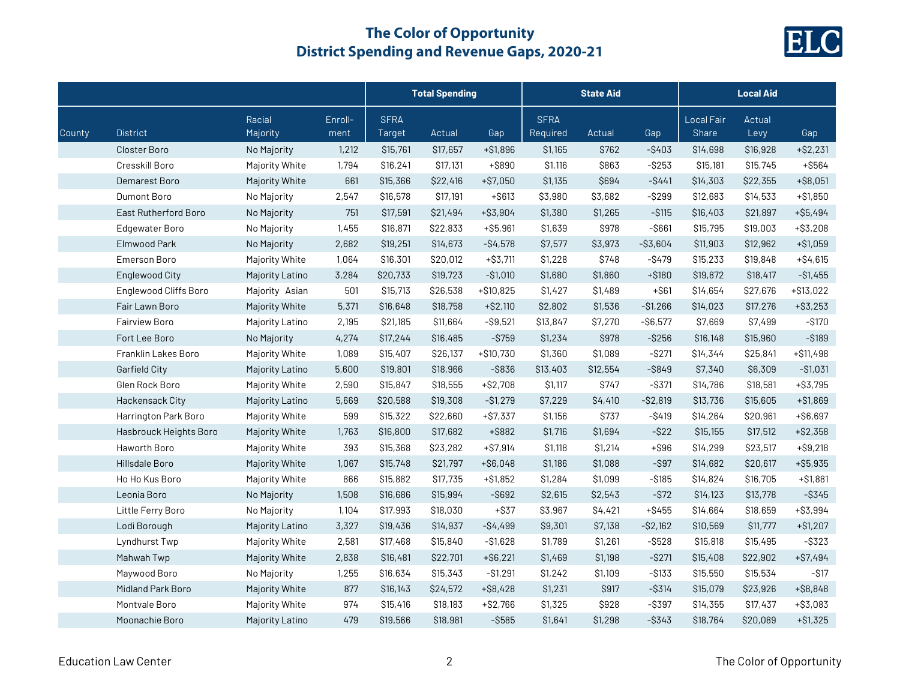# The Color of Opportunity
## District Spending and Revenue Gaps, 2020-21

| | | | | Total Spending | | | State Aid | | | Local Aid | | |
|---|---|---|---|---|---|---|---|---|---|---|---|---|
| County | District | Racial Majority | Enroll-ment | SFRA Target | Actual | Gap | SFRA Required | Actual | Gap | Local Fair Share | Actual Levy | Gap |
| | Closter Boro | No Majority | 1,212 | $15,761 | $17,657 | +$1,896 | $1,165 | $762 | -$403 | $14,698 | $16,928 | +$2,231 |
| | Cresskill Boro | Majority White | 1,794 | $16,241 | $17,131 | +$890 | $1,116 | $863 | -$253 | $15,181 | $15,745 | +$564 |
| | Demarest Boro | Majority White | 661 | $15,366 | $22,416 | +$7,050 | $1,135 | $694 | -$441 | $14,303 | $22,355 | +$8,051 |
| | Dumont Boro | No Majority | 2,547 | $16,578 | $17,191 | +$613 | $3,980 | $3,682 | -$299 | $12,683 | $14,533 | +$1,850 |
| | East Rutherford Boro | No Majority | 751 | $17,591 | $21,494 | +$3,904 | $1,380 | $1,265 | -$115 | $16,403 | $21,897 | +$5,494 |
| | Edgewater Boro | No Majority | 1,455 | $16,871 | $22,833 | +$5,961 | $1,639 | $978 | -$661 | $15,795 | $19,003 | +$3,208 |
| | Elmwood Park | No Majority | 2,682 | $19,251 | $14,673 | -$4,578 | $7,577 | $3,973 | -$3,604 | $11,903 | $12,962 | +$1,059 |
| | Emerson Boro | Majority White | 1,064 | $16,301 | $20,012 | +$3,711 | $1,228 | $748 | -$479 | $15,233 | $19,848 | +$4,615 |
| | Englewood City | Majority Latino | 3,284 | $20,733 | $19,723 | -$1,010 | $1,680 | $1,860 | +$180 | $19,872 | $18,417 | -$1,455 |
| | Englewood Cliffs Boro | Majority Asian | 501 | $15,713 | $26,538 | +$10,825 | $1,427 | $1,489 | +$61 | $14,654 | $27,676 | +$13,022 |
| | Fair Lawn Boro | Majority White | 5,371 | $16,648 | $18,758 | +$2,110 | $2,802 | $1,536 | -$1,266 | $14,023 | $17,276 | +$3,253 |
| | Fairview Boro | Majority Latino | 2,195 | $21,185 | $11,664 | -$9,521 | $13,847 | $7,270 | -$6,577 | $7,669 | $7,499 | -$170 |
| | Fort Lee Boro | No Majority | 4,274 | $17,244 | $16,485 | -$759 | $1,234 | $978 | -$256 | $16,148 | $15,960 | -$189 |
| | Franklin Lakes Boro | Majority White | 1,089 | $15,407 | $26,137 | +$10,730 | $1,360 | $1,089 | -$271 | $14,344 | $25,841 | +$11,498 |
| | Garfield City | Majority Latino | 5,600 | $19,801 | $18,966 | -$836 | $13,403 | $12,554 | -$849 | $7,340 | $6,309 | -$1,031 |
| | Glen Rock Boro | Majority White | 2,590 | $15,847 | $18,555 | +$2,708 | $1,117 | $747 | -$371 | $14,786 | $18,581 | +$3,795 |
| | Hackensack City | Majority Latino | 5,669 | $20,588 | $19,308 | -$1,279 | $7,229 | $4,410 | -$2,819 | $13,736 | $15,605 | +$1,869 |
| | Harrington Park Boro | Majority White | 599 | $15,322 | $22,660 | +$7,337 | $1,156 | $737 | -$419 | $14,264 | $20,961 | +$6,697 |
| | Hasbrouck Heights Boro | Majority White | 1,763 | $16,800 | $17,682 | +$882 | $1,716 | $1,694 | -$22 | $15,155 | $17,512 | +$2,358 |
| | Haworth Boro | Majority White | 393 | $15,368 | $23,282 | +$7,914 | $1,118 | $1,214 | +$96 | $14,299 | $23,517 | +$9,218 |
| | Hillsdale Boro | Majority White | 1,067 | $15,748 | $21,797 | +$6,048 | $1,186 | $1,088 | -$97 | $14,682 | $20,617 | +$5,935 |
| | Ho Ho Kus Boro | Majority White | 866 | $15,882 | $17,735 | +$1,852 | $1,284 | $1,099 | -$185 | $14,824 | $16,705 | +$1,881 |
| | Leonia Boro | No Majority | 1,508 | $16,686 | $15,994 | -$692 | $2,615 | $2,543 | -$72 | $14,123 | $13,778 | -$345 |
| | Little Ferry Boro | No Majority | 1,104 | $17,993 | $18,030 | +$37 | $3,967 | $4,421 | +$455 | $14,664 | $18,659 | +$3,994 |
| | Lodi Borough | Majority Latino | 3,327 | $19,436 | $14,937 | -$4,499 | $9,301 | $7,138 | -$2,162 | $10,569 | $11,777 | +$1,207 |
| | Lyndhurst Twp | Majority White | 2,581 | $17,468 | $15,840 | -$1,628 | $1,789 | $1,261 | -$528 | $15,818 | $15,495 | -$323 |
| | Mahwah Twp | Majority White | 2,838 | $16,481 | $22,701 | +$6,221 | $1,469 | $1,198 | -$271 | $15,408 | $22,902 | +$7,494 |
| | Maywood Boro | No Majority | 1,255 | $16,634 | $15,343 | -$1,291 | $1,242 | $1,109 | -$133 | $15,550 | $15,534 | -$17 |
| | Midland Park Boro | Majority White | 877 | $16,143 | $24,572 | +$8,428 | $1,231 | $917 | -$314 | $15,079 | $23,926 | +$8,848 |
| | Montvale Boro | Majority White | 974 | $15,416 | $18,183 | +$2,766 | $1,325 | $928 | -$397 | $14,355 | $17,437 | +$3,083 |
| | Moonachie Boro | Majority Latino | 479 | $19,566 | $18,981 | -$585 | $1,641 | $1,298 | -$343 | $18,764 | $20,089 | +$1,325 |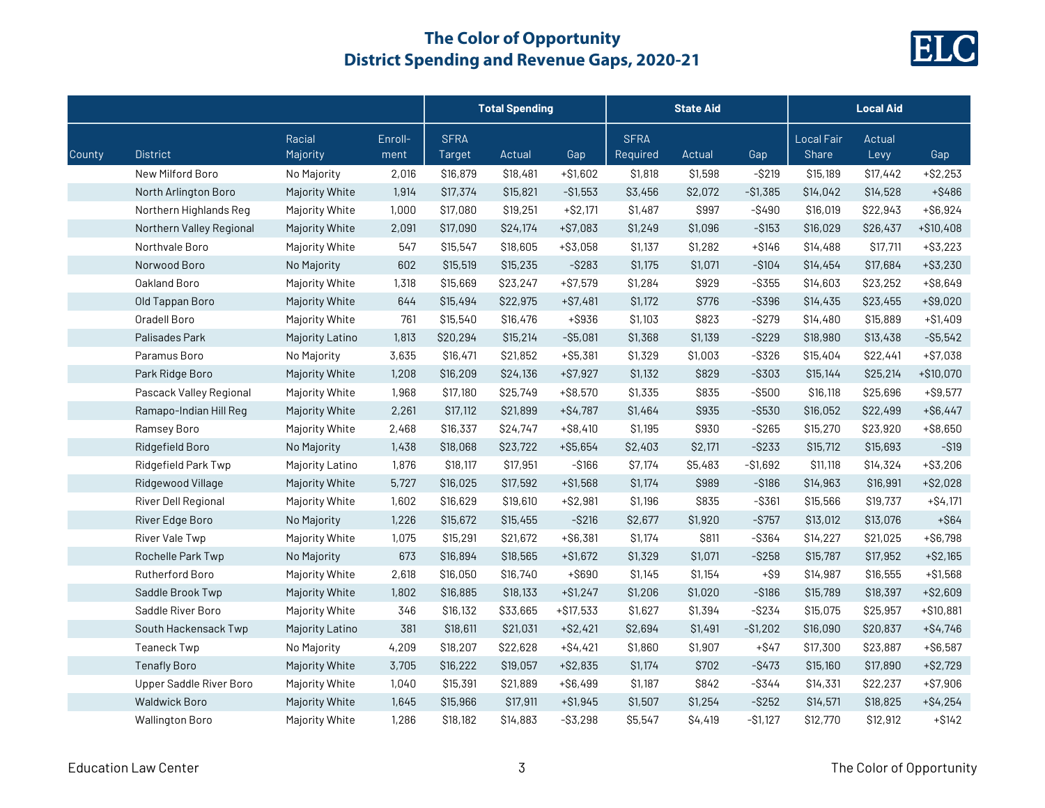# The Color of Opportunity
## District Spending and Revenue Gaps, 2020-21

| | | | | Total Spending | | | State Aid | | | Local Aid | | |
|---|---|---|---|---|---|---|---|---|---|---|---|---|
| County | District | Racial Majority | Enroll-ment | SFRA Target | Actual | Gap | SFRA Required | Actual | Gap | Local Fair Share | Actual Levy | Gap |
| | New Milford Boro | No Majority | 2,016 | $16,879 | $18,481 | +$1,602 | $1,818 | $1,598 | -$219 | $15,189 | $17,442 | +$2,253 |
| | North Arlington Boro | Majority White | 1,914 | $17,374 | $15,821 | -$1,553 | $3,456 | $2,072 | -$1,385 | $14,042 | $14,528 | +$486 |
| | Northern Highlands Reg | Majority White | 1,000 | $17,080 | $19,251 | +$2,171 | $1,487 | $997 | -$490 | $16,019 | $22,943 | +$6,924 |
| | Northern Valley Regional | Majority White | 2,091 | $17,090 | $24,174 | +$7,083 | $1,249 | $1,096 | -$153 | $16,029 | $26,437 | +$10,408 |
| | Northvale Boro | Majority White | 547 | $15,547 | $18,605 | +$3,058 | $1,137 | $1,282 | +$146 | $14,488 | $17,711 | +$3,223 |
| | Norwood Boro | No Majority | 602 | $15,519 | $15,235 | -$283 | $1,175 | $1,071 | -$104 | $14,454 | $17,684 | +$3,230 |
| | Oakland Boro | Majority White | 1,318 | $15,669 | $23,247 | +$7,579 | $1,284 | $929 | -$355 | $14,603 | $23,252 | +$8,649 |
| | Old Tappan Boro | Majority White | 644 | $15,494 | $22,975 | +$7,481 | $1,172 | $776 | -$396 | $14,435 | $23,455 | +$9,020 |
| | Oradell Boro | Majority White | 761 | $15,540 | $16,476 | +$936 | $1,103 | $823 | -$279 | $14,480 | $15,889 | +$1,409 |
| | Palisades Park | Majority Latino | 1,813 | $20,294 | $15,214 | -$5,081 | $1,368 | $1,139 | -$229 | $18,980 | $13,438 | -$5,542 |
| | Paramus Boro | No Majority | 3,635 | $16,471 | $21,852 | +$5,381 | $1,329 | $1,003 | -$326 | $15,404 | $22,441 | +$7,038 |
| | Park Ridge Boro | Majority White | 1,208 | $16,209 | $24,136 | +$7,927 | $1,132 | $829 | -$303 | $15,144 | $25,214 | +$10,070 |
| | Pascack Valley Regional | Majority White | 1,968 | $17,180 | $25,749 | +$8,570 | $1,335 | $835 | -$500 | $16,118 | $25,696 | +$9,577 |
| | Ramapo-Indian Hill Reg | Majority White | 2,261 | $17,112 | $21,899 | +$4,787 | $1,464 | $935 | -$530 | $16,052 | $22,499 | +$6,447 |
| | Ramsey Boro | Majority White | 2,468 | $16,337 | $24,747 | +$8,410 | $1,195 | $930 | -$265 | $15,270 | $23,920 | +$8,650 |
| | Ridgefield Boro | No Majority | 1,438 | $18,068 | $23,722 | +$5,654 | $2,403 | $2,171 | -$233 | $15,712 | $15,693 | -$19 |
| | Ridgefield Park Twp | Majority Latino | 1,876 | $18,117 | $17,951 | -$166 | $7,174 | $5,483 | -$1,692 | $11,118 | $14,324 | +$3,206 |
| | Ridgewood Village | Majority White | 5,727 | $16,025 | $17,592 | +$1,568 | $1,174 | $989 | -$186 | $14,963 | $16,991 | +$2,028 |
| | River Dell Regional | Majority White | 1,602 | $16,629 | $19,610 | +$2,981 | $1,196 | $835 | -$361 | $15,566 | $19,737 | +$4,171 |
| | River Edge Boro | No Majority | 1,226 | $15,672 | $15,455 | -$216 | $2,677 | $1,920 | -$757 | $13,012 | $13,076 | +$64 |
| | River Vale Twp | Majority White | 1,075 | $15,291 | $21,672 | +$6,381 | $1,174 | $811 | -$364 | $14,227 | $21,025 | +$6,798 |
| | Rochelle Park Twp | No Majority | 673 | $16,894 | $18,565 | +$1,672 | $1,329 | $1,071 | -$258 | $15,787 | $17,952 | +$2,165 |
| | Rutherford Boro | Majority White | 2,618 | $16,050 | $16,740 | +$690 | $1,145 | $1,154 | +$9 | $14,987 | $16,555 | +$1,568 |
| | Saddle Brook Twp | Majority White | 1,802 | $16,885 | $18,133 | +$1,247 | $1,206 | $1,020 | -$186 | $15,789 | $18,397 | +$2,609 |
| | Saddle River Boro | Majority White | 346 | $16,132 | $33,665 | +$17,533 | $1,627 | $1,394 | -$234 | $15,075 | $25,957 | +$10,881 |
| | South Hackensack Twp | Majority Latino | 381 | $18,611 | $21,031 | +$2,421 | $2,694 | $1,491 | -$1,202 | $16,090 | $20,837 | +$4,746 |
| | Teaneck Twp | No Majority | 4,209 | $18,207 | $22,628 | +$4,421 | $1,860 | $1,907 | +$47 | $17,300 | $23,887 | +$6,587 |
| | Tenafly Boro | Majority White | 3,705 | $16,222 | $19,057 | +$2,835 | $1,174 | $702 | -$473 | $15,160 | $17,890 | +$2,729 |
| | Upper Saddle River Boro | Majority White | 1,040 | $15,391 | $21,889 | +$6,499 | $1,187 | $842 | -$344 | $14,331 | $22,237 | +$7,906 |
| | Waldwick Boro | Majority White | 1,645 | $15,966 | $17,911 | +$1,945 | $1,507 | $1,254 | -$252 | $14,571 | $18,825 | +$4,254 |
| | Wallington Boro | Majority White | 1,286 | $18,182 | $14,883 | -$3,298 | $5,547 | $4,419 | -$1,127 | $12,770 | $12,912 | +$142 |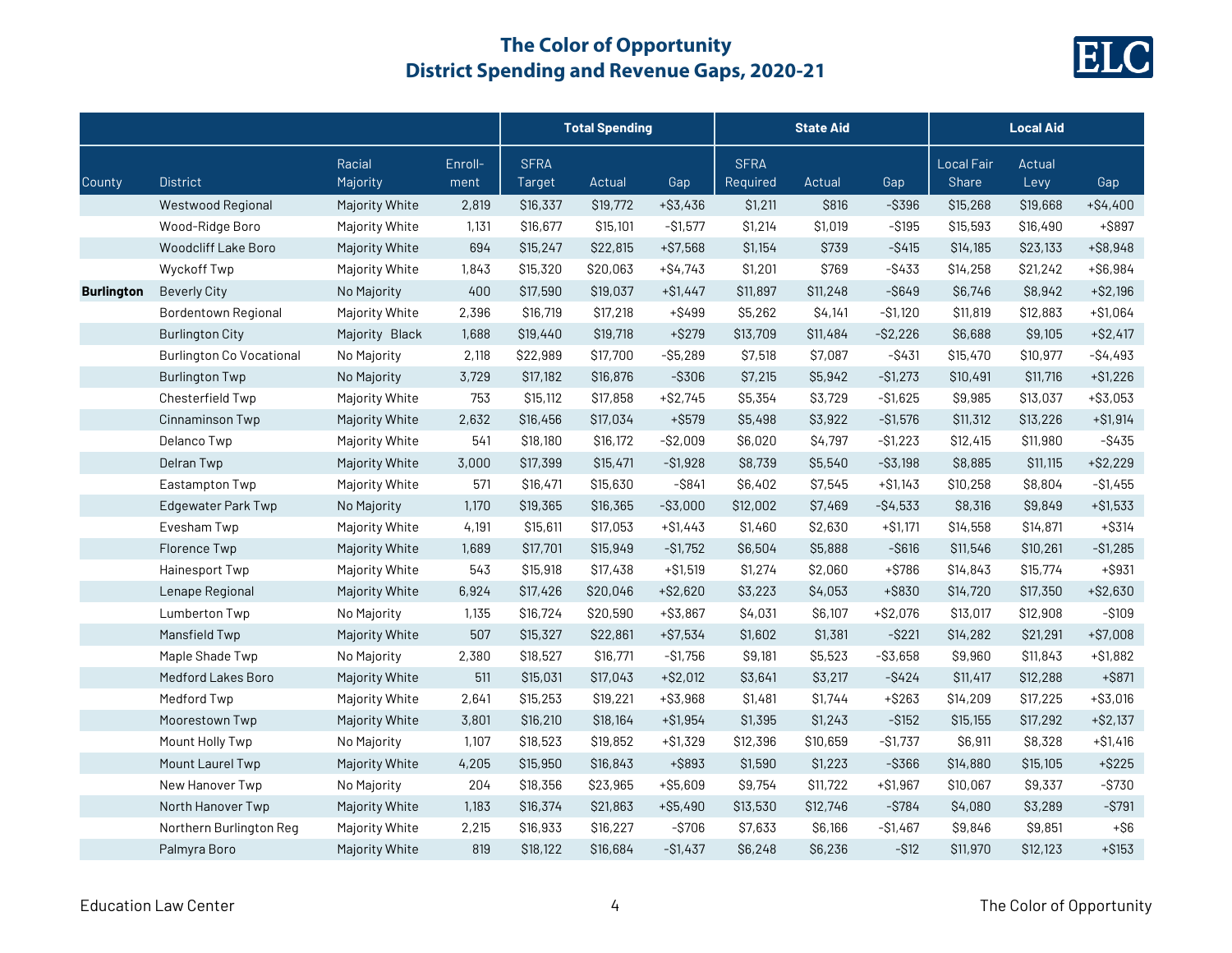## The Color of Opportunity
## District Spending and Revenue Gaps, 2020-21

| | | | | Total Spending | | | State Aid | | | Local Aid | | |
|---|---|---|---|---|---|---|---|---|---|---|---|---|
| County | District | Racial Majority | Enroll-ment | SFRA Target | Actual | Gap | SFRA Required | Actual | Gap | Local Fair Share | Actual Levy | Gap |
| | Westwood Regional | Majority White | 2,819 | $16,337 | $19,772 | +$3,436 | $1,211 | $816 | -$396 | $15,268 | $19,668 | +$4,400 |
| | Wood-Ridge Boro | Majority White | 1,131 | $16,677 | $15,101 | -$1,577 | $1,214 | $1,019 | -$195 | $15,593 | $16,490 | +$897 |
| | Woodcliff Lake Boro | Majority White | 694 | $15,247 | $22,815 | +$7,568 | $1,154 | $739 | -$415 | $14,185 | $23,133 | +$8,948 |
| | Wyckoff Twp | Majority White | 1,843 | $15,320 | $20,063 | +$4,743 | $1,201 | $769 | -$433 | $14,258 | $21,242 | +$6,984 |
| **Burlington** | Beverly City | No Majority | 400 | $17,590 | $19,037 | +$1,447 | $11,897 | $11,248 | -$649 | $6,746 | $8,942 | +$2,196 |
| | Bordentown Regional | Majority White | 2,396 | $16,719 | $17,218 | +$499 | $5,262 | $4,141 | -$1,120 | $11,819 | $12,883 | +$1,064 |
| | Burlington City | Majority Black | 1,688 | $19,440 | $19,718 | +$279 | $13,709 | $11,484 | -$2,226 | $6,688 | $9,105 | +$2,417 |
| | Burlington Co Vocational | No Majority | 2,118 | $22,989 | $17,700 | -$5,289 | $7,518 | $7,087 | -$431 | $15,470 | $10,977 | -$4,493 |
| | Burlington Twp | No Majority | 3,729 | $17,182 | $16,876 | -$306 | $7,215 | $5,942 | -$1,273 | $10,491 | $11,716 | +$1,226 |
| | Chesterfield Twp | Majority White | 753 | $15,112 | $17,858 | +$2,745 | $5,354 | $3,729 | -$1,625 | $9,985 | $13,037 | +$3,053 |
| | Cinnaminson Twp | Majority White | 2,632 | $16,456 | $17,034 | +$579 | $5,498 | $3,922 | -$1,576 | $11,312 | $13,226 | +$1,914 |
| | Delanco Twp | Majority White | 541 | $18,180 | $16,172 | -$2,009 | $6,020 | $4,797 | -$1,223 | $12,415 | $11,980 | -$435 |
| | Delran Twp | Majority White | 3,000 | $17,399 | $15,471 | -$1,928 | $8,739 | $5,540 | -$3,198 | $8,885 | $11,115 | +$2,229 |
| | Eastampton Twp | Majority White | 571 | $16,471 | $15,630 | -$841 | $6,402 | $7,545 | +$1,143 | $10,258 | $8,804 | -$1,455 |
| | Edgewater Park Twp | No Majority | 1,170 | $19,365 | $16,365 | -$3,000 | $12,002 | $7,469 | -$4,533 | $8,316 | $9,849 | +$1,533 |
| | Evesham Twp | Majority White | 4,191 | $15,611 | $17,053 | +$1,443 | $1,460 | $2,630 | +$1,171 | $14,558 | $14,871 | +$314 |
| | Florence Twp | Majority White | 1,689 | $17,701 | $15,949 | -$1,752 | $6,504 | $5,888 | -$616 | $11,546 | $10,261 | -$1,285 |
| | Hainesport Twp | Majority White | 543 | $15,918 | $17,438 | +$1,519 | $1,274 | $2,060 | +$786 | $14,843 | $15,774 | +$931 |
| | Lenape Regional | Majority White | 6,924 | $17,426 | $20,046 | +$2,620 | $3,223 | $4,053 | +$830 | $14,720 | $17,350 | +$2,630 |
| | Lumberton Twp | No Majority | 1,135 | $16,724 | $20,590 | +$3,867 | $4,031 | $6,107 | +$2,076 | $13,017 | $12,908 | -$109 |
| | Mansfield Twp | Majority White | 507 | $15,327 | $22,861 | +$7,534 | $1,602 | $1,381 | -$221 | $14,282 | $21,291 | +$7,008 |
| | Maple Shade Twp | No Majority | 2,380 | $18,527 | $16,771 | -$1,756 | $9,181 | $5,523 | -$3,658 | $9,960 | $11,843 | +$1,882 |
| | Medford Lakes Boro | Majority White | 511 | $15,031 | $17,043 | +$2,012 | $3,641 | $3,217 | -$424 | $11,417 | $12,288 | +$871 |
| | Medford Twp | Majority White | 2,641 | $15,253 | $19,221 | +$3,968 | $1,481 | $1,744 | +$263 | $14,209 | $17,225 | +$3,016 |
| | Moorestown Twp | Majority White | 3,801 | $16,210 | $18,164 | +$1,954 | $1,395 | $1,243 | -$152 | $15,155 | $17,292 | +$2,137 |
| | Mount Holly Twp | No Majority | 1,107 | $18,523 | $19,852 | +$1,329 | $12,396 | $10,659 | -$1,737 | $6,911 | $8,328 | +$1,416 |
| | Mount Laurel Twp | Majority White | 4,205 | $15,950 | $16,843 | +$893 | $1,590 | $1,223 | -$366 | $14,880 | $15,105 | +$225 |
| | New Hanover Twp | No Majority | 204 | $18,356 | $23,965 | +$5,609 | $9,754 | $11,722 | +$1,967 | $10,067 | $9,337 | -$730 |
| | North Hanover Twp | Majority White | 1,183 | $16,374 | $21,863 | +$5,490 | $13,530 | $12,746 | -$784 | $4,080 | $3,289 | -$791 |
| | Northern Burlington Reg | Majority White | 2,215 | $16,933 | $16,227 | -$706 | $7,633 | $6,166 | -$1,467 | $9,846 | $9,851 | +$6 |
| | Palmyra Boro | Majority White | 819 | $18,122 | $16,684 | -$1,437 | $6,248 | $6,236 | -$12 | $11,970 | $12,123 | +$153 |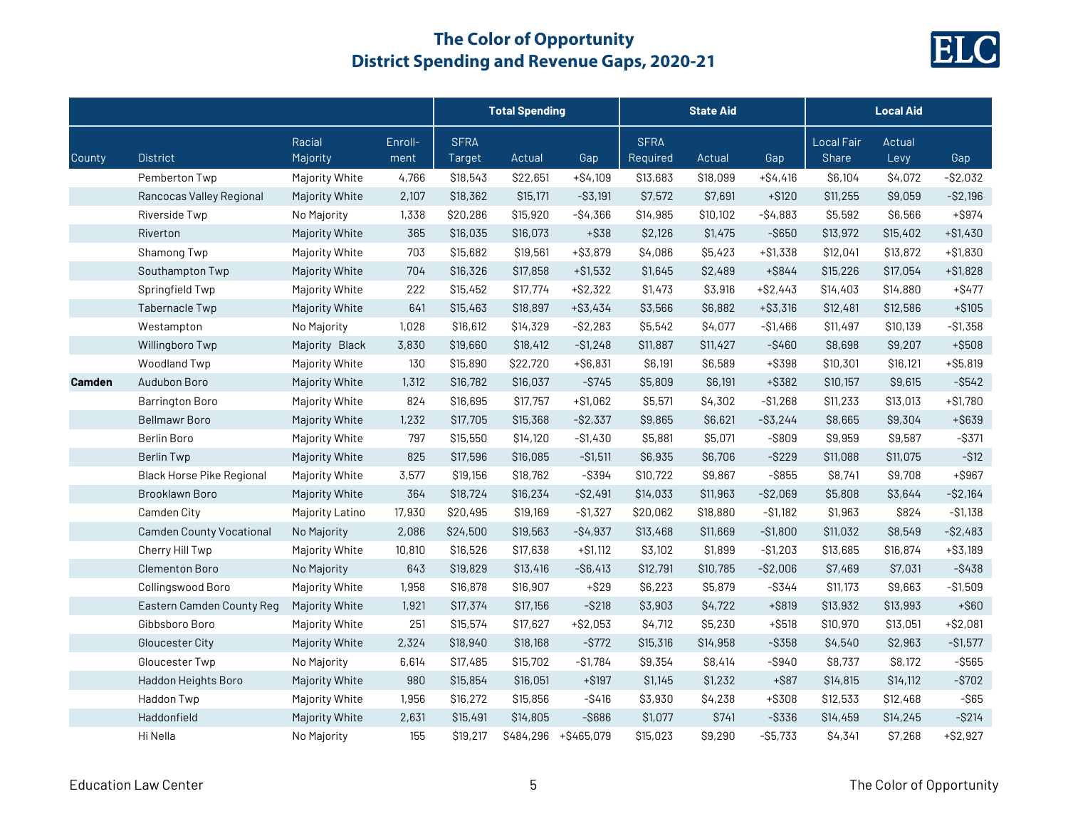# The Color of Opportunity
## District Spending and Revenue Gaps, 2020-21

| | | | | Total Spending | | | State Aid | | | Local Aid | | |
|---|---|---|---|---|---|---|---|---|---|---|---|---|
| County | District | Racial Majority | Enroll-ment | SFRA Target | Actual | Gap | SFRA Required | Actual | Gap | Local Fair Share | Actual Levy | Gap |
| | Pemberton Twp | Majority White | 4,766 | $18,543 | $22,651 | +$4,109 | $13,683 | $18,099 | +$4,416 | $6,104 | $4,072 | -$2,032 |
| | Rancocas Valley Regional | Majority White | 2,107 | $18,362 | $15,171 | -$3,191 | $7,572 | $7,691 | +$120 | $11,255 | $9,059 | -$2,196 |
| | Riverside Twp | No Majority | 1,338 | $20,286 | $15,920 | -$4,366 | $14,985 | $10,102 | -$4,883 | $5,592 | $6,566 | +$974 |
| | Riverton | Majority White | 365 | $16,035 | $16,073 | +$38 | $2,126 | $1,475 | -$650 | $13,972 | $15,402 | +$1,430 |
| | Shamong Twp | Majority White | 703 | $15,682 | $19,561 | +$3,879 | $4,086 | $5,423 | +$1,338 | $12,041 | $13,872 | +$1,830 |
| | Southampton Twp | Majority White | 704 | $16,326 | $17,858 | +$1,532 | $1,645 | $2,489 | +$844 | $15,226 | $17,054 | +$1,828 |
| | Springfield Twp | Majority White | 222 | $15,452 | $17,774 | +$2,322 | $1,473 | $3,916 | +$2,443 | $14,403 | $14,880 | +$477 |
| | Tabernacle Twp | Majority White | 641 | $15,463 | $18,897 | +$3,434 | $3,566 | $6,882 | +$3,316 | $12,481 | $12,586 | +$105 |
| | Westampton | No Majority | 1,028 | $16,612 | $14,329 | -$2,283 | $5,542 | $4,077 | -$1,466 | $11,497 | $10,139 | -$1,358 |
| | Willingboro Twp | Majority Black | 3,830 | $19,660 | $18,412 | -$1,248 | $11,887 | $11,427 | -$460 | $8,698 | $9,207 | +$508 |
| | Woodland Twp | Majority White | 130 | $15,890 | $22,720 | +$6,831 | $6,191 | $6,589 | +$398 | $10,301 | $16,121 | +$5,819 |
| **Camden** | Audubon Boro | Majority White | 1,312 | $16,782 | $16,037 | -$745 | $5,809 | $6,191 | +$382 | $10,157 | $9,615 | -$542 |
| | Barrington Boro | Majority White | 824 | $16,695 | $17,757 | +$1,062 | $5,571 | $4,302 | -$1,268 | $11,233 | $13,013 | +$1,780 |
| | Bellmawr Boro | Majority White | 1,232 | $17,705 | $15,368 | -$2,337 | $9,865 | $6,621 | -$3,244 | $8,665 | $9,304 | +$639 |
| | Berlin Boro | Majority White | 797 | $15,550 | $14,120 | -$1,430 | $5,881 | $5,071 | -$809 | $9,959 | $9,587 | -$371 |
| | Berlin Twp | Majority White | 825 | $17,596 | $16,085 | -$1,511 | $6,935 | $6,706 | -$229 | $11,088 | $11,075 | -$12 |
| | Black Horse Pike Regional | Majority White | 3,577 | $19,156 | $18,762 | -$394 | $10,722 | $9,867 | -$855 | $8,741 | $9,708 | +$967 |
| | Brooklawn Boro | Majority White | 364 | $18,724 | $16,234 | -$2,491 | $14,033 | $11,963 | -$2,069 | $5,808 | $3,644 | -$2,164 |
| | Camden City | Majority Latino | 17,930 | $20,495 | $19,169 | -$1,327 | $20,062 | $18,880 | -$1,182 | $1,963 | $824 | -$1,138 |
| | Camden County Vocational | No Majority | 2,086 | $24,500 | $19,563 | -$4,937 | $13,468 | $11,669 | -$1,800 | $11,032 | $8,549 | -$2,483 |
| | Cherry Hill Twp | Majority White | 10,810 | $16,526 | $17,638 | +$1,112 | $3,102 | $1,899 | -$1,203 | $13,685 | $16,874 | +$3,189 |
| | Clementon Boro | No Majority | 643 | $19,829 | $13,416 | -$6,413 | $12,791 | $10,785 | -$2,006 | $7,469 | $7,031 | -$438 |
| | Collingswood Boro | Majority White | 1,958 | $16,878 | $16,907 | +$29 | $6,223 | $5,879 | -$344 | $11,173 | $9,663 | -$1,509 |
| | Eastern Camden County Reg | Majority White | 1,921 | $17,374 | $17,156 | -$218 | $3,903 | $4,722 | +$819 | $13,932 | $13,993 | +$60 |
| | Gibbsboro Boro | Majority White | 251 | $15,574 | $17,627 | +$2,053 | $4,712 | $5,230 | +$518 | $10,970 | $13,051 | +$2,081 |
| | Gloucester City | Majority White | 2,324 | $18,940 | $18,168 | -$772 | $15,316 | $14,958 | -$358 | $4,540 | $2,963 | -$1,577 |
| | Gloucester Twp | No Majority | 6,614 | $17,485 | $15,702 | -$1,784 | $9,354 | $8,414 | -$940 | $8,737 | $8,172 | -$565 |
| | Haddon Heights Boro | Majority White | 980 | $15,854 | $16,051 | +$197 | $1,145 | $1,232 | +$87 | $14,815 | $14,112 | -$702 |
| | Haddon Twp | Majority White | 1,956 | $16,272 | $15,856 | -$416 | $3,930 | $4,238 | +$308 | $12,533 | $12,468 | -$65 |
| | Haddonfield | Majority White | 2,631 | $15,491 | $14,805 | -$686 | $1,077 | $741 | -$336 | $14,459 | $14,245 | -$214 |
| | Hi Nella | No Majority | 155 | $19,217 | $484,296 | +$465,079 | $15,023 | $9,290 | -$5,733 | $4,341 | $7,268 | +$2,927 |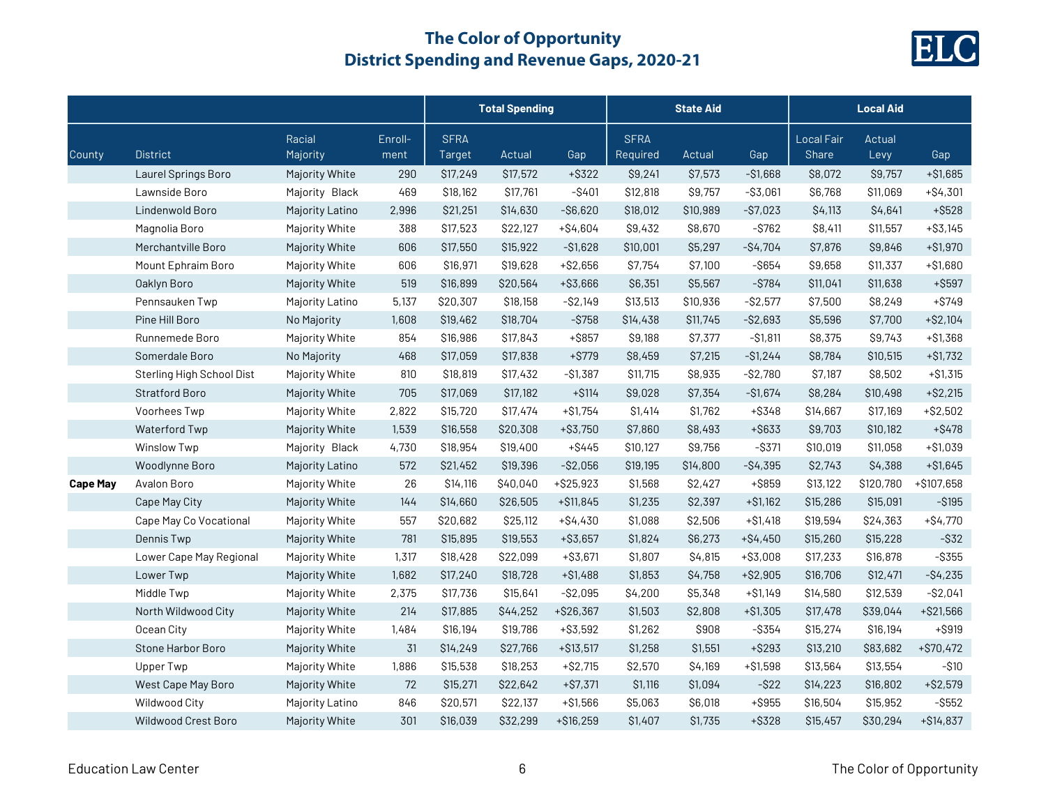## The Color of Opportunity
## District Spending and Revenue Gaps, 2020-21

| | | | | Total Spending | | | State Aid | | | Local Aid | | |
|---|---|---|---|---|---|---|---|---|---|---|---|---|
| County | District | Racial Majority | Enroll-ment | SFRA Target | Actual | Gap | SFRA Required | Actual | Gap | Local Fair Share | Actual Levy | Gap |
| | Laurel Springs Boro | Majority White | 290 | $17,249 | $17,572 | +$322 | $9,241 | $7,573 | -$1,668 | $8,072 | $9,757 | +$1,685 |
| | Lawnside Boro | Majority Black | 469 | $18,162 | $17,761 | -$401 | $12,818 | $9,757 | -$3,061 | $6,768 | $11,069 | +$4,301 |
| | Lindenwold Boro | Majority Latino | 2,996 | $21,251 | $14,630 | -$6,620 | $18,012 | $10,989 | -$7,023 | $4,113 | $4,641 | +$528 |
| | Magnolia Boro | Majority White | 388 | $17,523 | $22,127 | +$4,604 | $9,432 | $8,670 | -$762 | $8,411 | $11,557 | +$3,145 |
| | Merchantville Boro | Majority White | 606 | $17,550 | $15,922 | -$1,628 | $10,001 | $5,297 | -$4,704 | $7,876 | $9,846 | +$1,970 |
| | Mount Ephraim Boro | Majority White | 606 | $16,971 | $19,628 | +$2,656 | $7,754 | $7,100 | -$654 | $9,658 | $11,337 | +$1,680 |
| | Oaklyn Boro | Majority White | 519 | $16,899 | $20,564 | +$3,666 | $6,351 | $5,567 | -$784 | $11,041 | $11,638 | +$597 |
| | Pennsauken Twp | Majority Latino | 5,137 | $20,307 | $18,158 | -$2,149 | $13,513 | $10,936 | -$2,577 | $7,500 | $8,249 | +$749 |
| | Pine Hill Boro | No Majority | 1,608 | $19,462 | $18,704 | -$758 | $14,438 | $11,745 | -$2,693 | $5,596 | $7,700 | +$2,104 |
| | Runnemede Boro | Majority White | 854 | $16,986 | $17,843 | +$857 | $9,188 | $7,377 | -$1,811 | $8,375 | $9,743 | +$1,368 |
| | Somerdale Boro | No Majority | 468 | $17,059 | $17,838 | +$779 | $8,459 | $7,215 | -$1,244 | $8,784 | $10,515 | +$1,732 |
| | Sterling High School Dist | Majority White | 810 | $18,819 | $17,432 | -$1,387 | $11,715 | $8,935 | -$2,780 | $7,187 | $8,502 | +$1,315 |
| | Stratford Boro | Majority White | 705 | $17,069 | $17,182 | +$114 | $9,028 | $7,354 | -$1,674 | $8,284 | $10,498 | +$2,215 |
| | Voorhees Twp | Majority White | 2,822 | $15,720 | $17,474 | +$1,754 | $1,414 | $1,762 | +$348 | $14,667 | $17,169 | +$2,502 |
| | Waterford Twp | Majority White | 1,539 | $16,558 | $20,308 | +$3,750 | $7,860 | $8,493 | +$633 | $9,703 | $10,182 | +$478 |
| | Winslow Twp | Majority Black | 4,730 | $18,954 | $19,400 | +$445 | $10,127 | $9,756 | -$371 | $10,019 | $11,058 | +$1,039 |
| | Woodlynne Boro | Majority Latino | 572 | $21,452 | $19,396 | -$2,056 | $19,195 | $14,800 | -$4,395 | $2,743 | $4,388 | +$1,645 |
| **Cape May** | Avalon Boro | Majority White | 26 | $14,116 | $40,040 | +$25,923 | $1,568 | $2,427 | +$859 | $13,122 | $120,780 | +$107,658 |
| | Cape May City | Majority White | 144 | $14,660 | $26,505 | +$11,845 | $1,235 | $2,397 | +$1,162 | $15,286 | $15,091 | -$195 |
| | Cape May Co Vocational | Majority White | 557 | $20,682 | $25,112 | +$4,430 | $1,088 | $2,506 | +$1,418 | $19,594 | $24,363 | +$4,770 |
| | Dennis Twp | Majority White | 781 | $15,895 | $19,553 | +$3,657 | $1,824 | $6,273 | +$4,450 | $15,260 | $15,228 | -$32 |
| | Lower Cape May Regional | Majority White | 1,317 | $18,428 | $22,099 | +$3,671 | $1,807 | $4,815 | +$3,008 | $17,233 | $16,878 | -$355 |
| | Lower Twp | Majority White | 1,682 | $17,240 | $18,728 | +$1,488 | $1,853 | $4,758 | +$2,905 | $16,706 | $12,471 | -$4,235 |
| | Middle Twp | Majority White | 2,375 | $17,736 | $15,641 | -$2,095 | $4,200 | $5,348 | +$1,149 | $14,580 | $12,539 | -$2,041 |
| | North Wildwood City | Majority White | 214 | $17,885 | $44,252 | +$26,367 | $1,503 | $2,808 | +$1,305 | $17,478 | $39,044 | +$21,566 |
| | Ocean City | Majority White | 1,484 | $16,194 | $19,786 | +$3,592 | $1,262 | $908 | -$354 | $15,274 | $16,194 | +$919 |
| | Stone Harbor Boro | Majority White | 31 | $14,249 | $27,766 | +$13,517 | $1,258 | $1,551 | +$293 | $13,210 | $83,682 | +$70,472 |
| | Upper Twp | Majority White | 1,886 | $15,538 | $18,253 | +$2,715 | $2,570 | $4,169 | +$1,598 | $13,564 | $13,554 | -$10 |
| | West Cape May Boro | Majority White | 72 | $15,271 | $22,642 | +$7,371 | $1,116 | $1,094 | -$22 | $14,223 | $16,802 | +$2,579 |
| | Wildwood City | Majority Latino | 846 | $20,571 | $22,137 | +$1,566 | $5,063 | $6,018 | +$955 | $16,504 | $15,952 | -$552 |
| | Wildwood Crest Boro | Majority White | 301 | $16,039 | $32,299 | +$16,259 | $1,407 | $1,735 | +$328 | $15,457 | $30,294 | +$14,837 |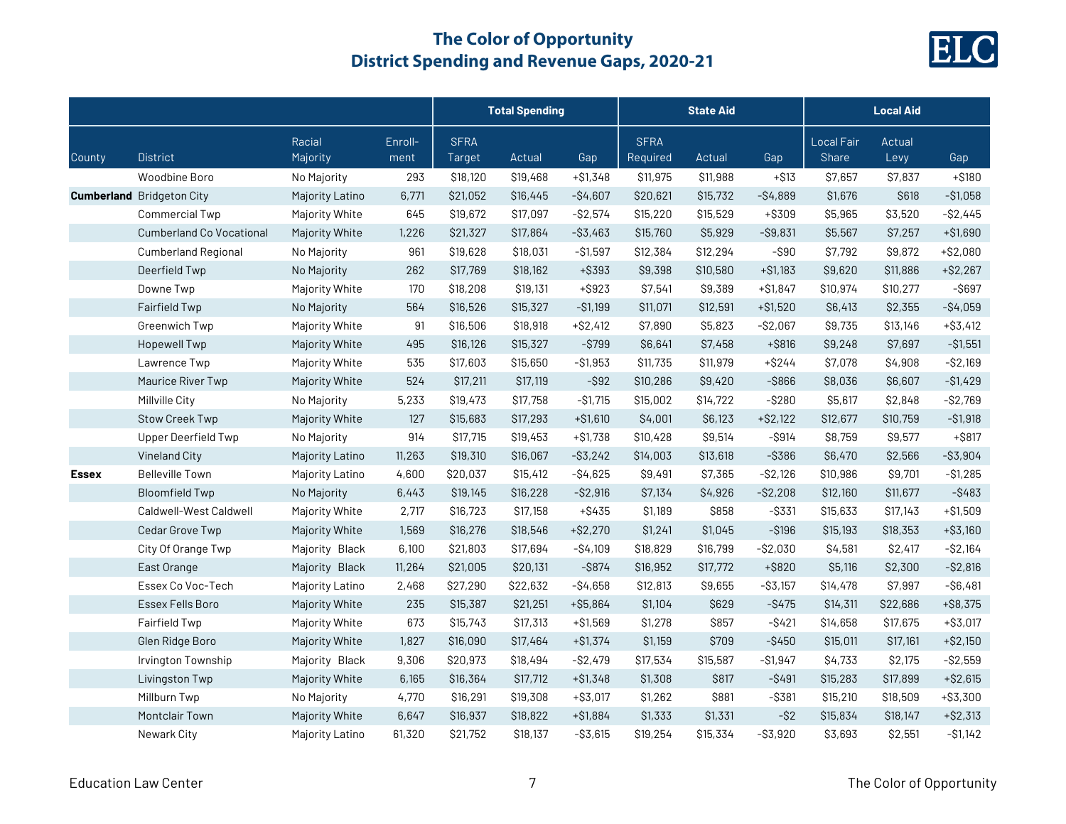# The Color of Opportunity
## District Spending and Revenue Gaps, 2020-21

ELC

| | | | | Total Spending | | | State Aid | | | Local Aid | | |
|---|---|---|---|---|---|---|---|---|---|---|---|---|
| County | District | Racial Majority | Enroll-ment | SFRA Target | Actual | Gap | SFRA Required | Actual | Gap | Local Fair Share | Actual Levy | Gap |
| | Woodbine Boro | No Majority | 293 | $18,120 | $19,468 | +$1,348 | $11,975 | $11,988 | +$13 | $7,657 | $7,837 | +$180 |
| **Cumberland** | Bridgeton City | Majority Latino | 6,771 | $21,052 | $16,445 | -$4,607 | $20,621 | $15,732 | -$4,889 | $1,676 | $618 | -$1,058 |
| | Commercial Twp | Majority White | 645 | $19,672 | $17,097 | -$2,574 | $15,220 | $15,529 | +$309 | $5,965 | $3,520 | -$2,445 |
| | Cumberland Co Vocational | Majority White | 1,226 | $21,327 | $17,864 | -$3,463 | $15,760 | $5,929 | -$9,831 | $5,567 | $7,257 | +$1,690 |
| | Cumberland Regional | No Majority | 961 | $19,628 | $18,031 | -$1,597 | $12,384 | $12,294 | -$90 | $7,792 | $9,872 | +$2,080 |
| | Deerfield Twp | No Majority | 262 | $17,769 | $18,162 | +$393 | $9,398 | $10,580 | +$1,183 | $9,620 | $11,886 | +$2,267 |
| | Downe Twp | Majority White | 170 | $18,208 | $19,131 | +$923 | $7,541 | $9,389 | +$1,847 | $10,974 | $10,277 | -$697 |
| | Fairfield Twp | No Majority | 564 | $16,526 | $15,327 | -$1,199 | $11,071 | $12,591 | +$1,520 | $6,413 | $2,355 | -$4,059 |
| | Greenwich Twp | Majority White | 91 | $16,506 | $18,918 | +$2,412 | $7,890 | $5,823 | -$2,067 | $9,735 | $13,146 | +$3,412 |
| | Hopewell Twp | Majority White | 495 | $16,126 | $15,327 | -$799 | $6,641 | $7,458 | +$816 | $9,248 | $7,697 | -$1,551 |
| | Lawrence Twp | Majority White | 535 | $17,603 | $15,650 | -$1,953 | $11,735 | $11,979 | +$244 | $7,078 | $4,908 | -$2,169 |
| | Maurice River Twp | Majority White | 524 | $17,211 | $17,119 | -$92 | $10,286 | $9,420 | -$866 | $8,036 | $6,607 | -$1,429 |
| | Millville City | No Majority | 5,233 | $19,473 | $17,758 | -$1,715 | $15,002 | $14,722 | -$280 | $5,617 | $2,848 | -$2,769 |
| | Stow Creek Twp | Majority White | 127 | $15,683 | $17,293 | +$1,610 | $4,001 | $6,123 | +$2,122 | $12,677 | $10,759 | -$1,918 |
| | Upper Deerfield Twp | No Majority | 914 | $17,715 | $19,453 | +$1,738 | $10,428 | $9,514 | -$914 | $8,759 | $9,577 | +$817 |
| | Vineland City | Majority Latino | 11,263 | $19,310 | $16,067 | -$3,242 | $14,003 | $13,618 | -$386 | $6,470 | $2,566 | -$3,904 |
| **Essex** | Belleville Town | Majority Latino | 4,600 | $20,037 | $15,412 | -$4,625 | $9,491 | $7,365 | -$2,126 | $10,986 | $9,701 | -$1,285 |
| | Bloomfield Twp | No Majority | 6,443 | $19,145 | $16,228 | -$2,916 | $7,134 | $4,926 | -$2,208 | $12,160 | $11,677 | -$483 |
| | Caldwell-West Caldwell | Majority White | 2,717 | $16,723 | $17,158 | +$435 | $1,189 | $858 | -$331 | $15,633 | $17,143 | +$1,509 |
| | Cedar Grove Twp | Majority White | 1,569 | $16,276 | $18,546 | +$2,270 | $1,241 | $1,045 | -$196 | $15,193 | $18,353 | +$3,160 |
| | City Of Orange Twp | Majority Black | 6,100 | $21,803 | $17,694 | -$4,109 | $18,829 | $16,799 | -$2,030 | $4,581 | $2,417 | -$2,164 |
| | East Orange | Majority Black | 11,264 | $21,005 | $20,131 | -$874 | $16,952 | $17,772 | +$820 | $5,116 | $2,300 | -$2,816 |
| | Essex Co Voc-Tech | Majority Latino | 2,468 | $27,290 | $22,632 | -$4,658 | $12,813 | $9,655 | -$3,157 | $14,478 | $7,997 | -$6,481 |
| | Essex Fells Boro | Majority White | 235 | $15,387 | $21,251 | +$5,864 | $1,104 | $629 | -$475 | $14,311 | $22,686 | +$8,375 |
| | Fairfield Twp | Majority White | 673 | $15,743 | $17,313 | +$1,569 | $1,278 | $857 | -$421 | $14,658 | $17,675 | +$3,017 |
| | Glen Ridge Boro | Majority White | 1,827 | $16,090 | $17,464 | +$1,374 | $1,159 | $709 | -$450 | $15,011 | $17,161 | +$2,150 |
| | Irvington Township | Majority Black | 9,306 | $20,973 | $18,494 | -$2,479 | $17,534 | $15,587 | -$1,947 | $4,733 | $2,175 | -$2,559 |
| | Livingston Twp | Majority White | 6,165 | $16,364 | $17,712 | +$1,348 | $1,308 | $817 | -$491 | $15,283 | $17,899 | +$2,615 |
| | Millburn Twp | No Majority | 4,770 | $16,291 | $19,308 | +$3,017 | $1,262 | $881 | -$381 | $15,210 | $18,509 | +$3,300 |
| | Montclair Town | Majority White | 6,647 | $16,937 | $18,822 | +$1,884 | $1,333 | $1,331 | -$2 | $15,834 | $18,147 | +$2,313 |
| | Newark City | Majority Latino | 61,320 | $21,752 | $18,137 | -$3,615 | $19,254 | $15,334 | -$3,920 | $3,693 | $2,551 | -$1,142 |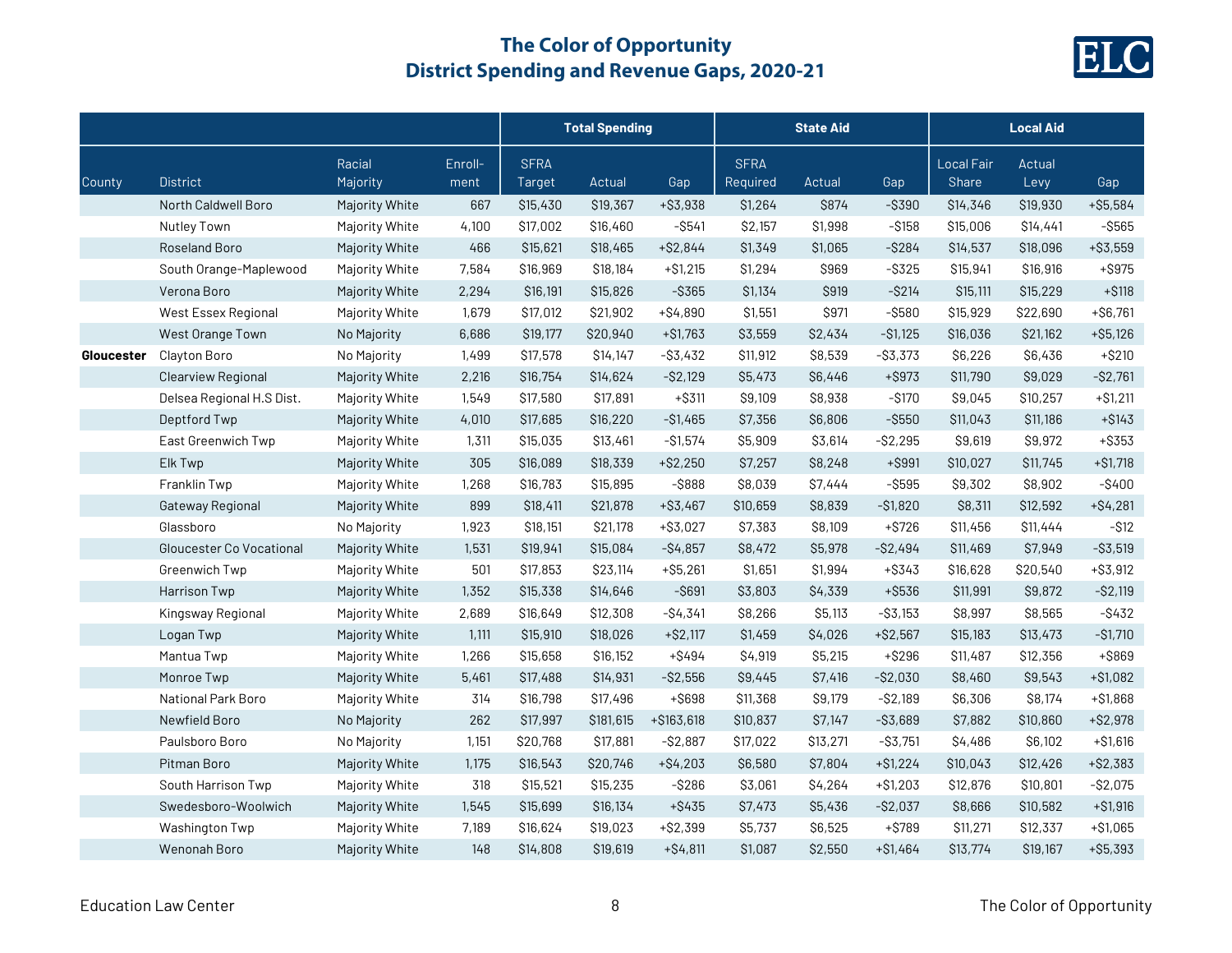# The Color of Opportunity
## District Spending and Revenue Gaps, 2020-21

| | | | | Total Spending | | | State Aid | | | Local Aid | | |
|---|---|---|---|---|---|---|---|---|---|---|---|---|
| County | District | Racial Majority | Enroll-ment | SFRA Target | Actual | Gap | SFRA Required | Actual | Gap | Local Fair Share | Actual Levy | Gap |
| | North Caldwell Boro | Majority White | 667 | $15,430 | $19,367 | +$3,938 | $1,264 | $874 | -$390 | $14,346 | $19,930 | +$5,584 |
| | Nutley Town | Majority White | 4,100 | $17,002 | $16,460 | -$541 | $2,157 | $1,998 | -$158 | $15,006 | $14,441 | -$565 |
| | Roseland Boro | Majority White | 466 | $15,621 | $18,465 | +$2,844 | $1,349 | $1,065 | -$284 | $14,537 | $18,096 | +$3,559 |
| | South Orange-Maplewood | Majority White | 7,584 | $16,969 | $18,184 | +$1,215 | $1,294 | $969 | -$325 | $15,941 | $16,916 | +$975 |
| | Verona Boro | Majority White | 2,294 | $16,191 | $15,826 | -$365 | $1,134 | $919 | -$214 | $15,111 | $15,229 | +$118 |
| | West Essex Regional | Majority White | 1,679 | $17,012 | $21,902 | +$4,890 | $1,551 | $971 | -$580 | $15,929 | $22,690 | +$6,761 |
| | West Orange Town | No Majority | 6,686 | $19,177 | $20,940 | +$1,763 | $3,559 | $2,434 | -$1,125 | $16,036 | $21,162 | +$5,126 |
| **Gloucester** | Clayton Boro | No Majority | 1,499 | $17,578 | $14,147 | -$3,432 | $11,912 | $8,539 | -$3,373 | $6,226 | $6,436 | +$210 |
| | Clearview Regional | Majority White | 2,216 | $16,754 | $14,624 | -$2,129 | $5,473 | $6,446 | +$973 | $11,790 | $9,029 | -$2,761 |
| | Delsea Regional H.S Dist. | Majority White | 1,549 | $17,580 | $17,891 | +$311 | $9,109 | $8,938 | -$170 | $9,045 | $10,257 | +$1,211 |
| | Deptford Twp | Majority White | 4,010 | $17,685 | $16,220 | -$1,465 | $7,356 | $6,806 | -$550 | $11,043 | $11,186 | +$143 |
| | East Greenwich Twp | Majority White | 1,311 | $15,035 | $13,461 | -$1,574 | $5,909 | $3,614 | -$2,295 | $9,619 | $9,972 | +$353 |
| | Elk Twp | Majority White | 305 | $16,089 | $18,339 | +$2,250 | $7,257 | $8,248 | +$991 | $10,027 | $11,745 | +$1,718 |
| | Franklin Twp | Majority White | 1,268 | $16,783 | $15,895 | -$888 | $8,039 | $7,444 | -$595 | $9,302 | $8,902 | -$400 |
| | Gateway Regional | Majority White | 899 | $18,411 | $21,878 | +$3,467 | $10,659 | $8,839 | -$1,820 | $8,311 | $12,592 | +$4,281 |
| | Glassboro | No Majority | 1,923 | $18,151 | $21,178 | +$3,027 | $7,383 | $8,109 | +$726 | $11,456 | $11,444 | -$12 |
| | Gloucester Co Vocational | Majority White | 1,531 | $19,941 | $15,084 | -$4,857 | $8,472 | $5,978 | -$2,494 | $11,469 | $7,949 | -$3,519 |
| | Greenwich Twp | Majority White | 501 | $17,853 | $23,114 | +$5,261 | $1,651 | $1,994 | +$343 | $16,628 | $20,540 | +$3,912 |
| | Harrison Twp | Majority White | 1,352 | $15,338 | $14,646 | -$691 | $3,803 | $4,339 | +$536 | $11,991 | $9,872 | -$2,119 |
| | Kingsway Regional | Majority White | 2,689 | $16,649 | $12,308 | -$4,341 | $8,266 | $5,113 | -$3,153 | $8,997 | $8,565 | -$432 |
| | Logan Twp | Majority White | 1,111 | $15,910 | $18,026 | +$2,117 | $1,459 | $4,026 | +$2,567 | $15,183 | $13,473 | -$1,710 |
| | Mantua Twp | Majority White | 1,266 | $15,658 | $16,152 | +$494 | $4,919 | $5,215 | +$296 | $11,487 | $12,356 | +$869 |
| | Monroe Twp | Majority White | 5,461 | $17,488 | $14,931 | -$2,556 | $9,445 | $7,416 | -$2,030 | $8,460 | $9,543 | +$1,082 |
| | National Park Boro | Majority White | 314 | $16,798 | $17,496 | +$698 | $11,368 | $9,179 | -$2,189 | $6,306 | $8,174 | +$1,868 |
| | Newfield Boro | No Majority | 262 | $17,997 | $181,615 | +$163,618 | $10,837 | $7,147 | -$3,689 | $7,882 | $10,860 | +$2,978 |
| | Paulsboro Boro | No Majority | 1,151 | $20,768 | $17,881 | -$2,887 | $17,022 | $13,271 | -$3,751 | $4,486 | $6,102 | +$1,616 |
| | Pitman Boro | Majority White | 1,175 | $16,543 | $20,746 | +$4,203 | $6,580 | $7,804 | +$1,224 | $10,043 | $12,426 | +$2,383 |
| | South Harrison Twp | Majority White | 318 | $15,521 | $15,235 | -$286 | $3,061 | $4,264 | +$1,203 | $12,876 | $10,801 | -$2,075 |
| | Swedesboro-Woolwich | Majority White | 1,545 | $15,699 | $16,134 | +$435 | $7,473 | $5,436 | -$2,037 | $8,666 | $10,582 | +$1,916 |
| | Washington Twp | Majority White | 7,189 | $16,624 | $19,023 | +$2,399 | $5,737 | $6,525 | +$789 | $11,271 | $12,337 | +$1,065 |
| | Wenonah Boro | Majority White | 148 | $14,808 | $19,619 | +$4,811 | $1,087 | $2,550 | +$1,464 | $13,774 | $19,167 | +$5,393 |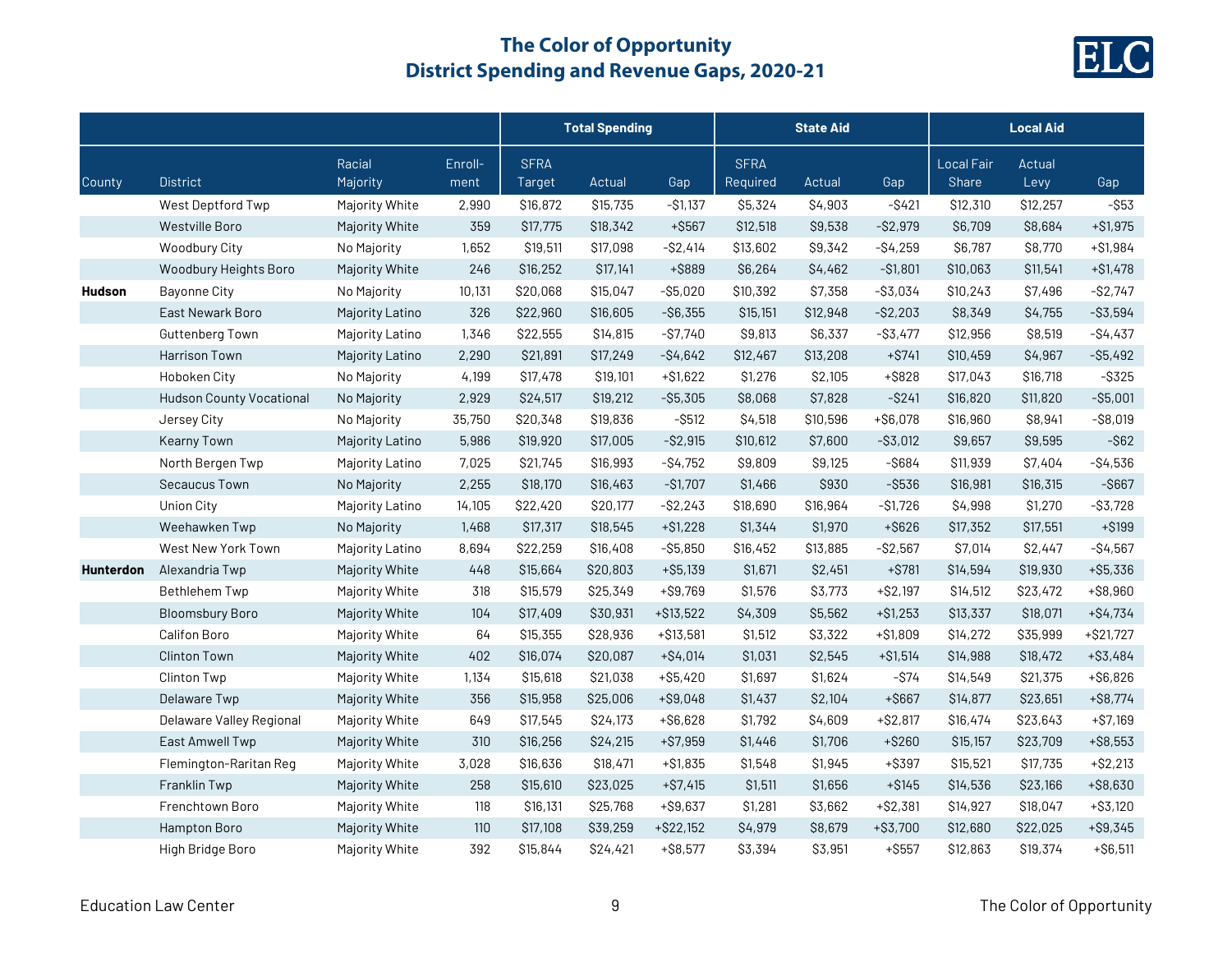## The Color of Opportunity
## District Spending and Revenue Gaps, 2020-21

| | | | | Total Spending | | | State Aid | | | Local Aid | | |
|---|---|---|---|---|---|---|---|---|---|---|---|---|
| County | District | Racial Majority | Enroll-ment | SFRA Target | Actual | Gap | SFRA Required | Actual | Gap | Local Fair Share | Actual Levy | Gap |
| | West Deptford Twp | Majority White | 2,990 | $16,872 | $15,735 | -$1,137 | $5,324 | $4,903 | -$421 | $12,310 | $12,257 | -$53 |
| | Westville Boro | Majority White | 359 | $17,775 | $18,342 | +$567 | $12,518 | $9,538 | -$2,979 | $6,709 | $8,684 | +$1,975 |
| | Woodbury City | No Majority | 1,652 | $19,511 | $17,098 | -$2,414 | $13,602 | $9,342 | -$4,259 | $6,787 | $8,770 | +$1,984 |
| | Woodbury Heights Boro | Majority White | 246 | $16,252 | $17,141 | +$889 | $6,264 | $4,462 | -$1,801 | $10,063 | $11,541 | +$1,478 |
| **Hudson** | Bayonne City | No Majority | 10,131 | $20,068 | $15,047 | -$5,020 | $10,392 | $7,358 | -$3,034 | $10,243 | $7,496 | -$2,747 |
| | East Newark Boro | Majority Latino | 326 | $22,960 | $16,605 | -$6,355 | $15,151 | $12,948 | -$2,203 | $8,349 | $4,755 | -$3,594 |
| | Guttenberg Town | Majority Latino | 1,346 | $22,555 | $14,815 | -$7,740 | $9,813 | $6,337 | -$3,477 | $12,956 | $8,519 | -$4,437 |
| | Harrison Town | Majority Latino | 2,290 | $21,891 | $17,249 | -$4,642 | $12,467 | $13,208 | +$741 | $10,459 | $4,967 | -$5,492 |
| | Hoboken City | No Majority | 4,199 | $17,478 | $19,101 | +$1,622 | $1,276 | $2,105 | +$828 | $17,043 | $16,718 | -$325 |
| | Hudson County Vocational | No Majority | 2,929 | $24,517 | $19,212 | -$5,305 | $8,068 | $7,828 | -$241 | $16,820 | $11,820 | -$5,001 |
| | Jersey City | No Majority | 35,750 | $20,348 | $19,836 | -$512 | $4,518 | $10,596 | +$6,078 | $16,960 | $8,941 | -$8,019 |
| | Kearny Town | Majority Latino | 5,986 | $19,920 | $17,005 | -$2,915 | $10,612 | $7,600 | -$3,012 | $9,657 | $9,595 | -$62 |
| | North Bergen Twp | Majority Latino | 7,025 | $21,745 | $16,993 | -$4,752 | $9,809 | $9,125 | -$684 | $11,939 | $7,404 | -$4,536 |
| | Secaucus Town | No Majority | 2,255 | $18,170 | $16,463 | -$1,707 | $1,466 | $930 | -$536 | $16,981 | $16,315 | -$667 |
| | Union City | Majority Latino | 14,105 | $22,420 | $20,177 | -$2,243 | $18,690 | $16,964 | -$1,726 | $4,998 | $1,270 | -$3,728 |
| | Weehawken Twp | No Majority | 1,468 | $17,317 | $18,545 | +$1,228 | $1,344 | $1,970 | +$626 | $17,352 | $17,551 | +$199 |
| | West New York Town | Majority Latino | 8,694 | $22,259 | $16,408 | -$5,850 | $16,452 | $13,885 | -$2,567 | $7,014 | $2,447 | -$4,567 |
| **Hunterdon** | Alexandria Twp | Majority White | 448 | $15,664 | $20,803 | +$5,139 | $1,671 | $2,451 | +$781 | $14,594 | $19,930 | +$5,336 |
| | Bethlehem Twp | Majority White | 318 | $15,579 | $25,349 | +$9,769 | $1,576 | $3,773 | +$2,197 | $14,512 | $23,472 | +$8,960 |
| | Bloomsbury Boro | Majority White | 104 | $17,409 | $30,931 | +$13,522 | $4,309 | $5,562 | +$1,253 | $13,337 | $18,071 | +$4,734 |
| | Califon Boro | Majority White | 64 | $15,355 | $28,936 | +$13,581 | $1,512 | $3,322 | +$1,809 | $14,272 | $35,999 | +$21,727 |
| | Clinton Town | Majority White | 402 | $16,074 | $20,087 | +$4,014 | $1,031 | $2,545 | +$1,514 | $14,988 | $18,472 | +$3,484 |
| | Clinton Twp | Majority White | 1,134 | $15,618 | $21,038 | +$5,420 | $1,697 | $1,624 | -$74 | $14,549 | $21,375 | +$6,826 |
| | Delaware Twp | Majority White | 356 | $15,958 | $25,006 | +$9,048 | $1,437 | $2,104 | +$667 | $14,877 | $23,651 | +$8,774 |
| | Delaware Valley Regional | Majority White | 649 | $17,545 | $24,173 | +$6,628 | $1,792 | $4,609 | +$2,817 | $16,474 | $23,643 | +$7,169 |
| | East Amwell Twp | Majority White | 310 | $16,256 | $24,215 | +$7,959 | $1,446 | $1,706 | +$260 | $15,157 | $23,709 | +$8,553 |
| | Flemington-Raritan Reg | Majority White | 3,028 | $16,636 | $18,471 | +$1,835 | $1,548 | $1,945 | +$397 | $15,521 | $17,735 | +$2,213 |
| | Franklin Twp | Majority White | 258 | $15,610 | $23,025 | +$7,415 | $1,511 | $1,656 | +$145 | $14,536 | $23,166 | +$8,630 |
| | Frenchtown Boro | Majority White | 118 | $16,131 | $25,768 | +$9,637 | $1,281 | $3,662 | +$2,381 | $14,927 | $18,047 | +$3,120 |
| | Hampton Boro | Majority White | 110 | $17,108 | $39,259 | +$22,152 | $4,979 | $8,679 | +$3,700 | $12,680 | $22,025 | +$9,345 |
| | High Bridge Boro | Majority White | 392 | $15,844 | $24,421 | +$8,577 | $3,394 | $3,951 | +$557 | $12,863 | $19,374 | +$6,511 |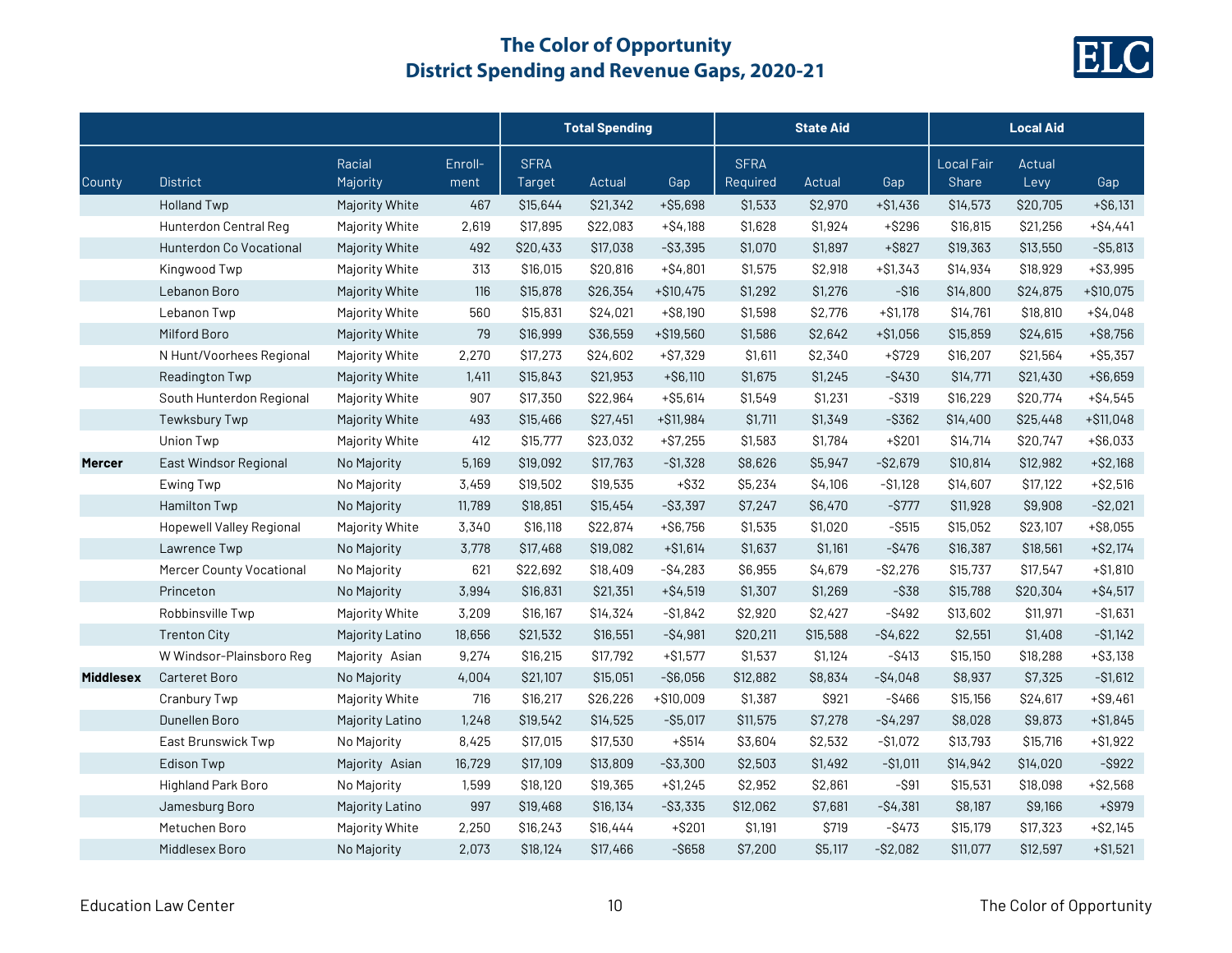## The Color of Opportunity
## District Spending and Revenue Gaps, 2020-21

| | | | | Total Spending | | | State Aid | | | Local Aid | | |
|---|---|---|---|---|---|---|---|---|---|---|---|---|
| County | District | Racial Majority | Enroll-ment | SFRA Target | Actual | Gap | SFRA Required | Actual | Gap | Local Fair Share | Actual Levy | Gap |
| | Holland Twp | Majority White | 467 | $15,644 | $21,342 | +$5,698 | $1,533 | $2,970 | +$1,436 | $14,573 | $20,705 | +$6,131 |
| | Hunterdon Central Reg | Majority White | 2,619 | $17,895 | $22,083 | +$4,188 | $1,628 | $1,924 | +$296 | $16,815 | $21,256 | +$4,441 |
| | Hunterdon Co Vocational | Majority White | 492 | $20,433 | $17,038 | -$3,395 | $1,070 | $1,897 | +$827 | $19,363 | $13,550 | -$5,813 |
| | Kingwood Twp | Majority White | 313 | $16,015 | $20,816 | +$4,801 | $1,575 | $2,918 | +$1,343 | $14,934 | $18,929 | +$3,995 |
| | Lebanon Boro | Majority White | 116 | $15,878 | $26,354 | +$10,475 | $1,292 | $1,276 | -$16 | $14,800 | $24,875 | +$10,075 |
| | Lebanon Twp | Majority White | 560 | $15,831 | $24,021 | +$8,190 | $1,598 | $2,776 | +$1,178 | $14,761 | $18,810 | +$4,048 |
| | Milford Boro | Majority White | 79 | $16,999 | $36,559 | +$19,560 | $1,586 | $2,642 | +$1,056 | $15,859 | $24,615 | +$8,756 |
| | N Hunt/Voorhees Regional | Majority White | 2,270 | $17,273 | $24,602 | +$7,329 | $1,611 | $2,340 | +$729 | $16,207 | $21,564 | +$5,357 |
| | Readington Twp | Majority White | 1,411 | $15,843 | $21,953 | +$6,110 | $1,675 | $1,245 | -$430 | $14,771 | $21,430 | +$6,659 |
| | South Hunterdon Regional | Majority White | 907 | $17,350 | $22,964 | +$5,614 | $1,549 | $1,231 | -$319 | $16,229 | $20,774 | +$4,545 |
| | Tewksbury Twp | Majority White | 493 | $15,466 | $27,451 | +$11,984 | $1,711 | $1,349 | -$362 | $14,400 | $25,448 | +$11,048 |
| | Union Twp | Majority White | 412 | $15,777 | $23,032 | +$7,255 | $1,583 | $1,784 | +$201 | $14,714 | $20,747 | +$6,033 |
| **Mercer** | East Windsor Regional | No Majority | 5,169 | $19,092 | $17,763 | -$1,328 | $8,626 | $5,947 | -$2,679 | $10,814 | $12,982 | +$2,168 |
| | Ewing Twp | No Majority | 3,459 | $19,502 | $19,535 | +$32 | $5,234 | $4,106 | -$1,128 | $14,607 | $17,122 | +$2,516 |
| | Hamilton Twp | No Majority | 11,789 | $18,851 | $15,454 | -$3,397 | $7,247 | $6,470 | -$777 | $11,928 | $9,908 | -$2,021 |
| | Hopewell Valley Regional | Majority White | 3,340 | $16,118 | $22,874 | +$6,756 | $1,535 | $1,020 | -$515 | $15,052 | $23,107 | +$8,055 |
| | Lawrence Twp | No Majority | 3,778 | $17,468 | $19,082 | +$1,614 | $1,637 | $1,161 | -$476 | $16,387 | $18,561 | +$2,174 |
| | Mercer County Vocational | No Majority | 621 | $22,692 | $18,409 | -$4,283 | $6,955 | $4,679 | -$2,276 | $15,737 | $17,547 | +$1,810 |
| | Princeton | No Majority | 3,994 | $16,831 | $21,351 | +$4,519 | $1,307 | $1,269 | -$38 | $15,788 | $20,304 | +$4,517 |
| | Robbinsville Twp | Majority White | 3,209 | $16,167 | $14,324 | -$1,842 | $2,920 | $2,427 | -$492 | $13,602 | $11,971 | -$1,631 |
| | Trenton City | Majority Latino | 18,656 | $21,532 | $16,551 | -$4,981 | $20,211 | $15,588 | -$4,622 | $2,551 | $1,408 | -$1,142 |
| | W Windsor-Plainsboro Reg | Majority Asian | 9,274 | $16,215 | $17,792 | +$1,577 | $1,537 | $1,124 | -$413 | $15,150 | $18,288 | +$3,138 |
| **Middlesex** | Carteret Boro | No Majority | 4,004 | $21,107 | $15,051 | -$6,056 | $12,882 | $8,834 | -$4,048 | $8,937 | $7,325 | -$1,612 |
| | Cranbury Twp | Majority White | 716 | $16,217 | $26,226 | +$10,009 | $1,387 | $921 | -$466 | $15,156 | $24,617 | +$9,461 |
| | Dunellen Boro | Majority Latino | 1,248 | $19,542 | $14,525 | -$5,017 | $11,575 | $7,278 | -$4,297 | $8,028 | $9,873 | +$1,845 |
| | East Brunswick Twp | No Majority | 8,425 | $17,015 | $17,530 | +$514 | $3,604 | $2,532 | -$1,072 | $13,793 | $15,716 | +$1,922 |
| | Edison Twp | Majority Asian | 16,729 | $17,109 | $13,809 | -$3,300 | $2,503 | $1,492 | -$1,011 | $14,942 | $14,020 | -$922 |
| | Highland Park Boro | No Majority | 1,599 | $18,120 | $19,365 | +$1,245 | $2,952 | $2,861 | -$91 | $15,531 | $18,098 | +$2,568 |
| | Jamesburg Boro | Majority Latino | 997 | $19,468 | $16,134 | -$3,335 | $12,062 | $7,681 | -$4,381 | $8,187 | $9,166 | +$979 |
| | Metuchen Boro | Majority White | 2,250 | $16,243 | $16,444 | +$201 | $1,191 | $719 | -$473 | $15,179 | $17,323 | +$2,145 |
| | Middlesex Boro | No Majority | 2,073 | $18,124 | $17,466 | -$658 | $7,200 | $5,117 | -$2,082 | $11,077 | $12,597 | +$1,521 |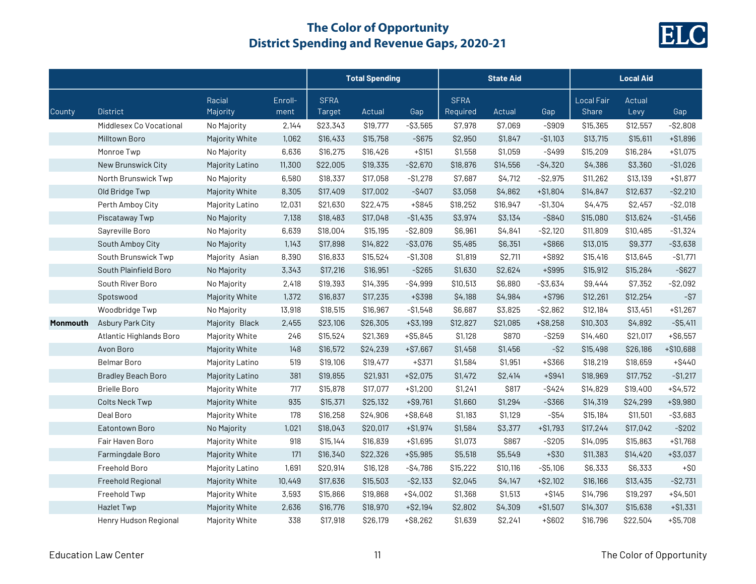# The Color of Opportunity
## District Spending and Revenue Gaps, 2020-21

| | | | | Total Spending | | | State Aid | | | Local Aid | | |
|---|---|---|---|---|---|---|---|---|---|---|---|---|
| County | District | Racial Majority | Enroll-ment | SFRA Target | Actual | Gap | SFRA Required | Actual | Gap | Local Fair Share | Actual Levy | Gap |
| | Middlesex Co Vocational | No Majority | 2,144 | $23,343 | $19,777 | -$3,565 | $7,978 | $7,069 | -$909 | $15,365 | $12,557 | -$2,808 |
| | Milltown Boro | Majority White | 1,062 | $16,433 | $15,758 | -$675 | $2,950 | $1,847 | -$1,103 | $13,715 | $15,611 | +$1,896 |
| | Monroe Twp | No Majority | 6,636 | $16,275 | $16,426 | +$151 | $1,558 | $1,059 | -$499 | $15,209 | $16,284 | +$1,075 |
| | New Brunswick City | Majority Latino | 11,300 | $22,005 | $19,335 | -$2,670 | $18,876 | $14,556 | -$4,320 | $4,386 | $3,360 | -$1,026 |
| | North Brunswick Twp | No Majority | 6,580 | $18,337 | $17,058 | -$1,278 | $7,687 | $4,712 | -$2,975 | $11,262 | $13,139 | +$1,877 |
| | Old Bridge Twp | Majority White | 8,305 | $17,409 | $17,002 | -$407 | $3,058 | $4,862 | +$1,804 | $14,847 | $12,637 | -$2,210 |
| | Perth Amboy City | Majority Latino | 12,031 | $21,630 | $22,475 | +$845 | $18,252 | $16,947 | -$1,304 | $4,475 | $2,457 | -$2,018 |
| | Piscataway Twp | No Majority | 7,138 | $18,483 | $17,048 | -$1,435 | $3,974 | $3,134 | -$840 | $15,080 | $13,624 | -$1,456 |
| | Sayreville Boro | No Majority | 6,639 | $18,004 | $15,195 | -$2,809 | $6,961 | $4,841 | -$2,120 | $11,809 | $10,485 | -$1,324 |
| | South Amboy City | No Majority | 1,143 | $17,898 | $14,822 | -$3,076 | $5,485 | $6,351 | +$866 | $13,015 | $9,377 | -$3,638 |
| | South Brunswick Twp | Majority Asian | 8,390 | $16,833 | $15,524 | -$1,308 | $1,819 | $2,711 | +$892 | $15,416 | $13,645 | -$1,771 |
| | South Plainfield Boro | No Majority | 3,343 | $17,216 | $16,951 | -$265 | $1,630 | $2,624 | +$995 | $15,912 | $15,284 | -$627 |
| | South River Boro | No Majority | 2,418 | $19,393 | $14,395 | -$4,999 | $10,513 | $6,880 | -$3,634 | $9,444 | $7,352 | -$2,092 |
| | Spotswood | Majority White | 1,372 | $16,837 | $17,235 | +$398 | $4,188 | $4,984 | +$796 | $12,261 | $12,254 | -$7 |
| | Woodbridge Twp | No Majority | 13,918 | $18,515 | $16,967 | -$1,548 | $6,687 | $3,825 | -$2,862 | $12,184 | $13,451 | +$1,267 |
| **Monmouth** | Asbury Park City | Majority Black | 2,455 | $23,106 | $26,305 | +$3,199 | $12,827 | $21,085 | +$8,258 | $10,303 | $4,892 | -$5,411 |
| | Atlantic Highlands Boro | Majority White | 246 | $15,524 | $21,369 | +$5,845 | $1,128 | $870 | -$259 | $14,460 | $21,017 | +$6,557 |
| | Avon Boro | Majority White | 148 | $16,572 | $24,239 | +$7,667 | $1,458 | $1,456 | -$2 | $15,498 | $26,186 | +$10,688 |
| | Belmar Boro | Majority Latino | 519 | $19,106 | $19,477 | +$371 | $1,584 | $1,951 | +$366 | $18,219 | $18,659 | +$440 |
| | Bradley Beach Boro | Majority Latino | 381 | $19,855 | $21,931 | +$2,075 | $1,472 | $2,414 | +$941 | $18,969 | $17,752 | -$1,217 |
| | Brielle Boro | Majority White | 717 | $15,878 | $17,077 | +$1,200 | $1,241 | $817 | -$424 | $14,829 | $19,400 | +$4,572 |
| | Colts Neck Twp | Majority White | 935 | $15,371 | $25,132 | +$9,761 | $1,660 | $1,294 | -$366 | $14,319 | $24,299 | +$9,980 |
| | Deal Boro | Majority White | 178 | $16,258 | $24,906 | +$8,648 | $1,183 | $1,129 | -$54 | $15,184 | $11,501 | -$3,683 |
| | Eatontown Boro | No Majority | 1,021 | $18,043 | $20,017 | +$1,974 | $1,584 | $3,377 | +$1,793 | $17,244 | $17,042 | -$202 |
| | Fair Haven Boro | Majority White | 918 | $15,144 | $16,839 | +$1,695 | $1,073 | $867 | -$205 | $14,095 | $15,863 | +$1,768 |
| | Farmingdale Boro | Majority White | 171 | $16,340 | $22,326 | +$5,985 | $5,518 | $5,549 | +$30 | $11,383 | $14,420 | +$3,037 |
| | Freehold Boro | Majority Latino | 1,691 | $20,914 | $16,128 | -$4,786 | $15,222 | $10,116 | -$5,106 | $6,333 | $6,333 | +$0 |
| | Freehold Regional | Majority White | 10,449 | $17,636 | $15,503 | -$2,133 | $2,045 | $4,147 | +$2,102 | $16,166 | $13,435 | -$2,731 |
| | Freehold Twp | Majority White | 3,593 | $15,866 | $19,868 | +$4,002 | $1,368 | $1,513 | +$145 | $14,796 | $19,297 | +$4,501 |
| | Hazlet Twp | Majority White | 2,636 | $16,776 | $18,970 | +$2,194 | $2,802 | $4,309 | +$1,507 | $14,307 | $15,638 | +$1,331 |
| | Henry Hudson Regional | Majority White | 338 | $17,918 | $26,179 | +$8,262 | $1,639 | $2,241 | +$602 | $16,796 | $22,504 | +$5,708 |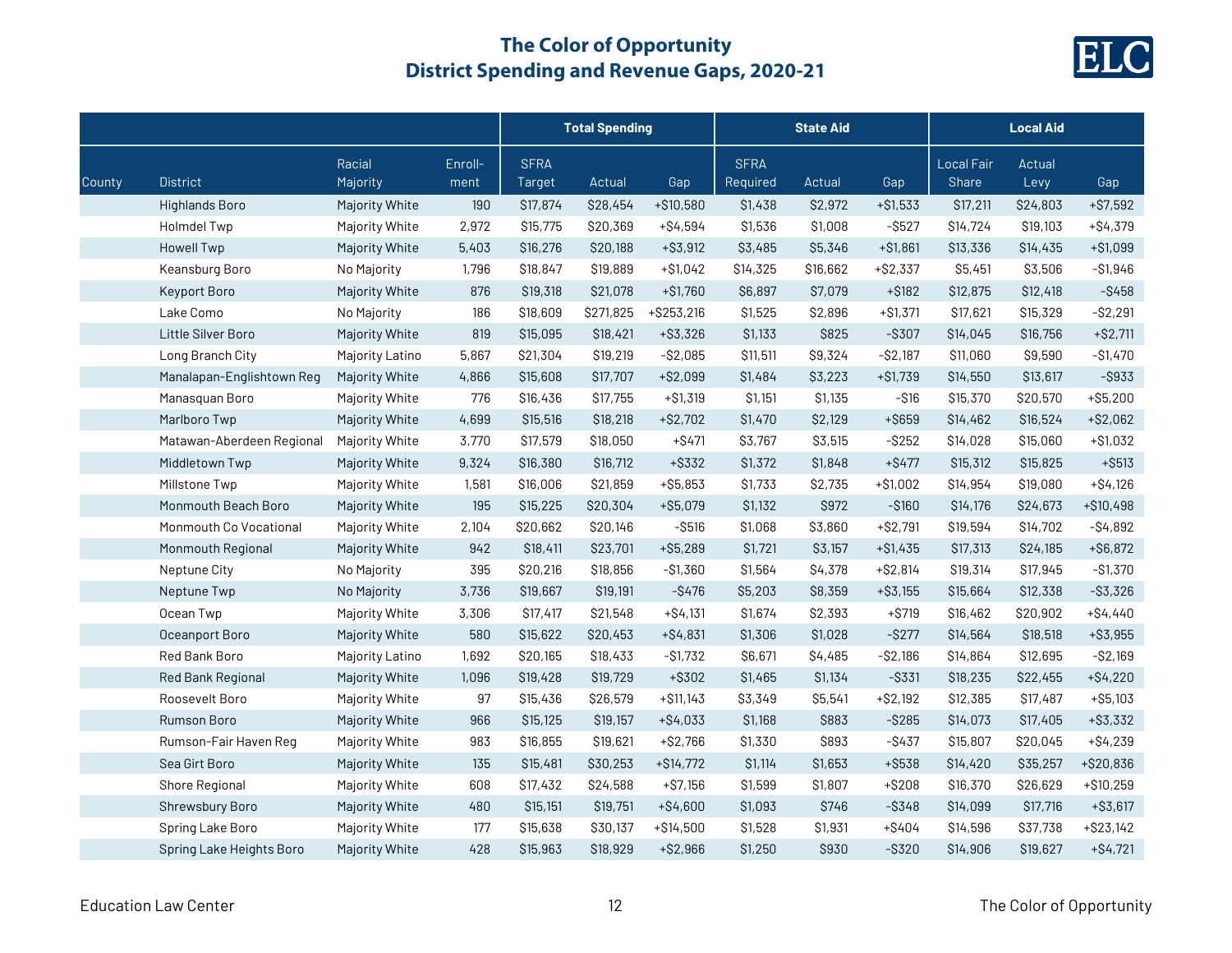# The Color of Opportunity
## District Spending and Revenue Gaps, 2020-21

| | | | | Total Spending | | | State Aid | | | Local Aid | | |
|---|---|---|---|---|---|---|---|---|---|---|---|---|
| County | District | Racial Majority | Enroll-ment | SFRA Target | Actual | Gap | SFRA Required | Actual | Gap | Local Fair Share | Actual Levy | Gap |
| | Highlands Boro | Majority White | 190 | $17,874 | $28,454 | +$10,580 | $1,438 | $2,972 | +$1,533 | $17,211 | $24,803 | +$7,592 |
| | Holmdel Twp | Majority White | 2,972 | $15,775 | $20,369 | +$4,594 | $1,536 | $1,008 | -$527 | $14,724 | $19,103 | +$4,379 |
| | Howell Twp | Majority White | 5,403 | $16,276 | $20,188 | +$3,912 | $3,485 | $5,346 | +$1,861 | $13,336 | $14,435 | +$1,099 |
| | Keansburg Boro | No Majority | 1,796 | $18,847 | $19,889 | +$1,042 | $14,325 | $16,662 | +$2,337 | $5,451 | $3,506 | -$1,946 |
| | Keyport Boro | Majority White | 876 | $19,318 | $21,078 | +$1,760 | $6,897 | $7,079 | +$182 | $12,875 | $12,418 | -$458 |
| | Lake Como | No Majority | 186 | $18,609 | $271,825 | +$253,216 | $1,525 | $2,896 | +$1,371 | $17,621 | $15,329 | -$2,291 |
| | Little Silver Boro | Majority White | 819 | $15,095 | $18,421 | +$3,326 | $1,133 | $825 | -$307 | $14,045 | $16,756 | +$2,711 |
| | Long Branch City | Majority Latino | 5,867 | $21,304 | $19,219 | -$2,085 | $11,511 | $9,324 | -$2,187 | $11,060 | $9,590 | -$1,470 |
| | Manalapan-Englishtown Reg | Majority White | 4,866 | $15,608 | $17,707 | +$2,099 | $1,484 | $3,223 | +$1,739 | $14,550 | $13,617 | -$933 |
| | Manasquan Boro | Majority White | 776 | $16,436 | $17,755 | +$1,319 | $1,151 | $1,135 | -$16 | $15,370 | $20,570 | +$5,200 |
| | Marlboro Twp | Majority White | 4,699 | $15,516 | $18,218 | +$2,702 | $1,470 | $2,129 | +$659 | $14,462 | $16,524 | +$2,062 |
| | Matawan-Aberdeen Regional | Majority White | 3,770 | $17,579 | $18,050 | +$471 | $3,767 | $3,515 | -$252 | $14,028 | $15,060 | +$1,032 |
| | Middletown Twp | Majority White | 9,324 | $16,380 | $16,712 | +$332 | $1,372 | $1,848 | +$477 | $15,312 | $15,825 | +$513 |
| | Millstone Twp | Majority White | 1,581 | $16,006 | $21,859 | +$5,853 | $1,733 | $2,735 | +$1,002 | $14,954 | $19,080 | +$4,126 |
| | Monmouth Beach Boro | Majority White | 195 | $15,225 | $20,304 | +$5,079 | $1,132 | $972 | -$160 | $14,176 | $24,673 | +$10,498 |
| | Monmouth Co Vocational | Majority White | 2,104 | $20,662 | $20,146 | -$516 | $1,068 | $3,860 | +$2,791 | $19,594 | $14,702 | -$4,892 |
| | Monmouth Regional | Majority White | 942 | $18,411 | $23,701 | +$5,289 | $1,721 | $3,157 | +$1,435 | $17,313 | $24,185 | +$6,872 |
| | Neptune City | No Majority | 395 | $20,216 | $18,856 | -$1,360 | $1,564 | $4,378 | +$2,814 | $19,314 | $17,945 | -$1,370 |
| | Neptune Twp | No Majority | 3,736 | $19,667 | $19,191 | -$476 | $5,203 | $8,359 | +$3,155 | $15,664 | $12,338 | -$3,326 |
| | Ocean Twp | Majority White | 3,306 | $17,417 | $21,548 | +$4,131 | $1,674 | $2,393 | +$719 | $16,462 | $20,902 | +$4,440 |
| | Oceanport Boro | Majority White | 580 | $15,622 | $20,453 | +$4,831 | $1,306 | $1,028 | -$277 | $14,564 | $18,518 | +$3,955 |
| | Red Bank Boro | Majority Latino | 1,692 | $20,165 | $18,433 | -$1,732 | $6,671 | $4,485 | -$2,186 | $14,864 | $12,695 | -$2,169 |
| | Red Bank Regional | Majority White | 1,096 | $19,428 | $19,729 | +$302 | $1,465 | $1,134 | -$331 | $18,235 | $22,455 | +$4,220 |
| | Roosevelt Boro | Majority White | 97 | $15,436 | $26,579 | +$11,143 | $3,349 | $5,541 | +$2,192 | $12,385 | $17,487 | +$5,103 |
| | Rumson Boro | Majority White | 966 | $15,125 | $19,157 | +$4,033 | $1,168 | $883 | -$285 | $14,073 | $17,405 | +$3,332 |
| | Rumson-Fair Haven Reg | Majority White | 983 | $16,855 | $19,621 | +$2,766 | $1,330 | $893 | -$437 | $15,807 | $20,045 | +$4,239 |
| | Sea Girt Boro | Majority White | 135 | $15,481 | $30,253 | +$14,772 | $1,114 | $1,653 | +$538 | $14,420 | $35,257 | +$20,836 |
| | Shore Regional | Majority White | 608 | $17,432 | $24,588 | +$7,156 | $1,599 | $1,807 | +$208 | $16,370 | $26,629 | +$10,259 |
| | Shrewsbury Boro | Majority White | 480 | $15,151 | $19,751 | +$4,600 | $1,093 | $746 | -$348 | $14,099 | $17,716 | +$3,617 |
| | Spring Lake Boro | Majority White | 177 | $15,638 | $30,137 | +$14,500 | $1,528 | $1,931 | +$404 | $14,596 | $37,738 | +$23,142 |
| | Spring Lake Heights Boro | Majority White | 428 | $15,963 | $18,929 | +$2,966 | $1,250 | $930 | -$320 | $14,906 | $19,627 | +$4,721 |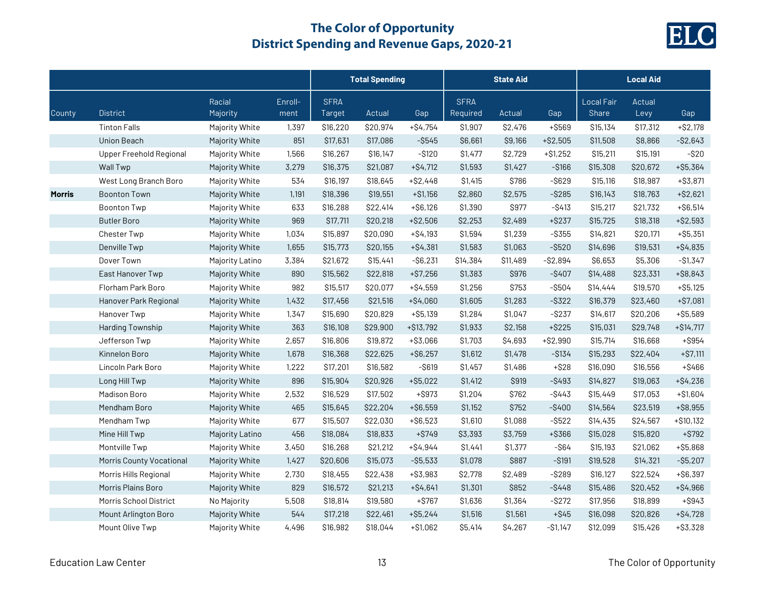# The Color of Opportunity
## District Spending and Revenue Gaps, 2020-21

| County | District | Racial Majority | Enroll-ment | Total Spending | | | State Aid | | | Local Aid | | |
|---|---|---|---|---|---|---|---|---|---|---|---|---|
| | | | | SFRA Target | Actual | Gap | SFRA Required | Actual | Gap | Local Fair Share | Actual Levy | Gap |
| | Tinton Falls | Majority White | 1,397 | $16,220 | $20,974 | +$4,754 | $1,907 | $2,476 | +$569 | $15,134 | $17,312 | +$2,178 |
| | Union Beach | Majority White | 851 | $17,631 | $17,086 | -$545 | $6,661 | $9,166 | +$2,505 | $11,508 | $8,866 | -$2,643 |
| | Upper Freehold Regional | Majority White | 1,566 | $16,267 | $16,147 | -$120 | $1,477 | $2,729 | +$1,252 | $15,211 | $15,191 | -$20 |
| | Wall Twp | Majority White | 3,279 | $16,375 | $21,087 | +$4,712 | $1,593 | $1,427 | -$166 | $15,308 | $20,672 | +$5,364 |
| | West Long Branch Boro | Majority White | 534 | $16,197 | $18,645 | +$2,448 | $1,415 | $786 | -$629 | $15,116 | $18,987 | +$3,871 |
| **Morris** | Boonton Town | Majority White | 1,191 | $18,396 | $19,551 | +$1,156 | $2,860 | $2,575 | -$285 | $16,143 | $18,763 | +$2,621 |
| | Boonton Twp | Majority White | 633 | $16,288 | $22,414 | +$6,126 | $1,390 | $977 | -$413 | $15,217 | $21,732 | +$6,514 |
| | Butler Boro | Majority White | 969 | $17,711 | $20,218 | +$2,506 | $2,253 | $2,489 | +$237 | $15,725 | $18,318 | +$2,593 |
| | Chester Twp | Majority White | 1,034 | $15,897 | $20,090 | +$4,193 | $1,594 | $1,239 | -$355 | $14,821 | $20,171 | +$5,351 |
| | Denville Twp | Majority White | 1,655 | $15,773 | $20,155 | +$4,381 | $1,583 | $1,063 | -$520 | $14,696 | $19,531 | +$4,835 |
| | Dover Town | Majority Latino | 3,384 | $21,672 | $15,441 | -$6,231 | $14,384 | $11,489 | -$2,894 | $6,653 | $5,306 | -$1,347 |
| | East Hanover Twp | Majority White | 890 | $15,562 | $22,818 | +$7,256 | $1,383 | $976 | -$407 | $14,488 | $23,331 | +$8,843 |
| | Florham Park Boro | Majority White | 982 | $15,517 | $20,077 | +$4,559 | $1,256 | $753 | -$504 | $14,444 | $19,570 | +$5,125 |
| | Hanover Park Regional | Majority White | 1,432 | $17,456 | $21,516 | +$4,060 | $1,605 | $1,283 | -$322 | $16,379 | $23,460 | +$7,081 |
| | Hanover Twp | Majority White | 1,347 | $15,690 | $20,829 | +$5,139 | $1,284 | $1,047 | -$237 | $14,617 | $20,206 | +$5,589 |
| | Harding Township | Majority White | 363 | $16,108 | $29,900 | +$13,792 | $1,933 | $2,158 | +$225 | $15,031 | $29,748 | +$14,717 |
| | Jefferson Twp | Majority White | 2,657 | $16,806 | $19,872 | +$3,066 | $1,703 | $4,693 | +$2,990 | $15,714 | $16,668 | +$954 |
| | Kinnelon Boro | Majority White | 1,678 | $16,368 | $22,625 | +$6,257 | $1,612 | $1,478 | -$134 | $15,293 | $22,404 | +$7,111 |
| | Lincoln Park Boro | Majority White | 1,222 | $17,201 | $16,582 | -$619 | $1,457 | $1,486 | +$28 | $16,090 | $16,556 | +$466 |
| | Long Hill Twp | Majority White | 896 | $15,904 | $20,926 | +$5,022 | $1,412 | $919 | -$493 | $14,827 | $19,063 | +$4,236 |
| | Madison Boro | Majority White | 2,532 | $16,529 | $17,502 | +$973 | $1,204 | $762 | -$443 | $15,449 | $17,053 | +$1,604 |
| | Mendham Boro | Majority White | 465 | $15,645 | $22,204 | +$6,559 | $1,152 | $752 | -$400 | $14,564 | $23,519 | +$8,955 |
| | Mendham Twp | Majority White | 677 | $15,507 | $22,030 | +$6,523 | $1,610 | $1,088 | -$522 | $14,435 | $24,567 | +$10,132 |
| | Mine Hill Twp | Majority Latino | 456 | $18,084 | $18,833 | +$749 | $3,393 | $3,759 | +$366 | $15,028 | $15,820 | +$792 |
| | Montville Twp | Majority White | 3,450 | $16,268 | $21,212 | +$4,944 | $1,441 | $1,377 | -$64 | $15,193 | $21,062 | +$5,868 |
| | Morris County Vocational | Majority White | 1,427 | $20,606 | $15,073 | -$5,533 | $1,078 | $887 | -$191 | $19,528 | $14,321 | -$5,207 |
| | Morris Hills Regional | Majority White | 2,730 | $18,455 | $22,438 | +$3,983 | $2,778 | $2,489 | -$289 | $16,127 | $22,524 | +$6,397 |
| | Morris Plains Boro | Majority White | 829 | $16,572 | $21,213 | +$4,641 | $1,301 | $852 | -$448 | $15,486 | $20,452 | +$4,966 |
| | Morris School District | No Majority | 5,508 | $18,814 | $19,580 | +$767 | $1,636 | $1,364 | -$272 | $17,956 | $18,899 | +$943 |
| | Mount Arlington Boro | Majority White | 544 | $17,218 | $22,461 | +$5,244 | $1,516 | $1,561 | +$45 | $16,098 | $20,826 | +$4,728 |
| | Mount Olive Twp | Majority White | 4,496 | $16,982 | $18,044 | +$1,062 | $5,414 | $4,267 | -$1,147 | $12,099 | $15,426 | +$3,328 |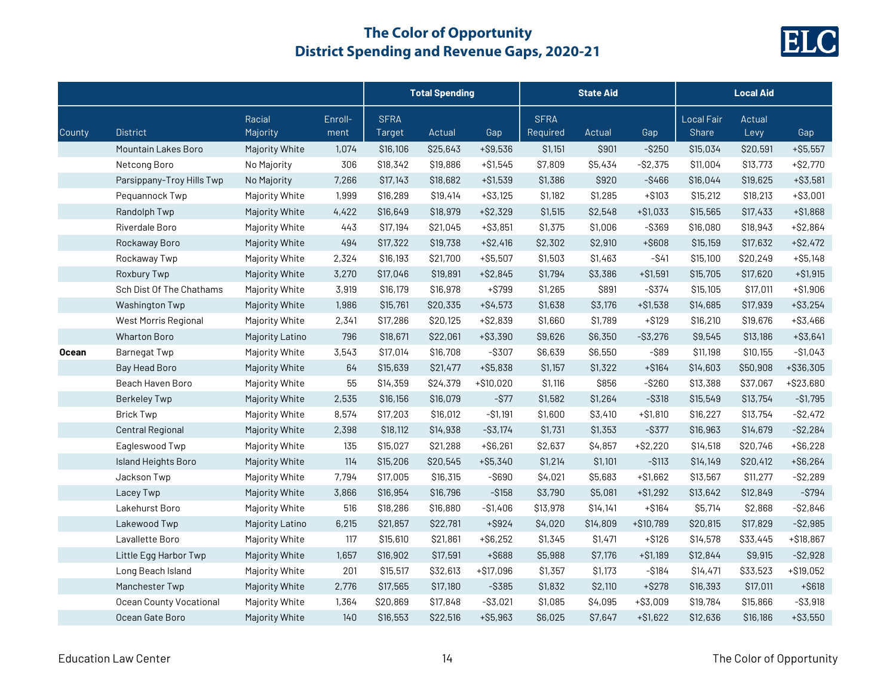# The Color of Opportunity
## District Spending and Revenue Gaps, 2020-21

| | | | | Total Spending | | | State Aid | | | Local Aid | | |
|---|---|---|---|---|---|---|---|---|---|---|---|---|
| County | District | Racial Majority | Enroll-ment | SFRA Target | Actual | Gap | SFRA Required | Actual | Gap | Local Fair Share | Actual Levy | Gap |
| | Mountain Lakes Boro | Majority White | 1,074 | $16,106 | $25,643 | +$9,536 | $1,151 | $901 | -$250 | $15,034 | $20,591 | +$5,557 |
| | Netcong Boro | No Majority | 306 | $18,342 | $19,886 | +$1,545 | $7,809 | $5,434 | -$2,375 | $11,004 | $13,773 | +$2,770 |
| | Parsippany-Troy Hills Twp | No Majority | 7,266 | $17,143 | $18,682 | +$1,539 | $1,386 | $920 | -$466 | $16,044 | $19,625 | +$3,581 |
| | Pequannock Twp | Majority White | 1,999 | $16,289 | $19,414 | +$3,125 | $1,182 | $1,285 | +$103 | $15,212 | $18,213 | +$3,001 |
| | Randolph Twp | Majority White | 4,422 | $16,649 | $18,979 | +$2,329 | $1,515 | $2,548 | +$1,033 | $15,565 | $17,433 | +$1,868 |
| | Riverdale Boro | Majority White | 443 | $17,194 | $21,045 | +$3,851 | $1,375 | $1,006 | -$369 | $16,080 | $18,943 | +$2,864 |
| | Rockaway Boro | Majority White | 494 | $17,322 | $19,738 | +$2,416 | $2,302 | $2,910 | +$608 | $15,159 | $17,632 | +$2,472 |
| | Rockaway Twp | Majority White | 2,324 | $16,193 | $21,700 | +$5,507 | $1,503 | $1,463 | -$41 | $15,100 | $20,249 | +$5,148 |
| | Roxbury Twp | Majority White | 3,270 | $17,046 | $19,891 | +$2,845 | $1,794 | $3,386 | +$1,591 | $15,705 | $17,620 | +$1,915 |
| | Sch Dist Of The Chathams | Majority White | 3,919 | $16,179 | $16,978 | +$799 | $1,265 | $891 | -$374 | $15,105 | $17,011 | +$1,906 |
| | Washington Twp | Majority White | 1,986 | $15,761 | $20,335 | +$4,573 | $1,638 | $3,176 | +$1,538 | $14,685 | $17,939 | +$3,254 |
| | West Morris Regional | Majority White | 2,341 | $17,286 | $20,125 | +$2,839 | $1,660 | $1,789 | +$129 | $16,210 | $19,676 | +$3,466 |
| | Wharton Boro | Majority Latino | 796 | $18,671 | $22,061 | +$3,390 | $9,626 | $6,350 | -$3,276 | $9,545 | $13,186 | +$3,641 |
| **Ocean** | Barnegat Twp | Majority White | 3,543 | $17,014 | $16,708 | -$307 | $6,639 | $6,550 | -$89 | $11,198 | $10,155 | -$1,043 |
| | Bay Head Boro | Majority White | 64 | $15,639 | $21,477 | +$5,838 | $1,157 | $1,322 | +$164 | $14,603 | $50,908 | +$36,305 |
| | Beach Haven Boro | Majority White | 55 | $14,359 | $24,379 | +$10,020 | $1,116 | $856 | -$260 | $13,388 | $37,067 | +$23,680 |
| | Berkeley Twp | Majority White | 2,535 | $16,156 | $16,079 | -$77 | $1,582 | $1,264 | -$318 | $15,549 | $13,754 | -$1,795 |
| | Brick Twp | Majority White | 8,574 | $17,203 | $16,012 | -$1,191 | $1,600 | $3,410 | +$1,810 | $16,227 | $13,754 | -$2,472 |
| | Central Regional | Majority White | 2,398 | $18,112 | $14,938 | -$3,174 | $1,731 | $1,353 | -$377 | $16,963 | $14,679 | -$2,284 |
| | Eagleswood Twp | Majority White | 135 | $15,027 | $21,288 | +$6,261 | $2,637 | $4,857 | +$2,220 | $14,518 | $20,746 | +$6,228 |
| | Island Heights Boro | Majority White | 114 | $15,206 | $20,545 | +$5,340 | $1,214 | $1,101 | -$113 | $14,149 | $20,412 | +$6,264 |
| | Jackson Twp | Majority White | 7,794 | $17,005 | $16,315 | -$690 | $4,021 | $5,683 | +$1,662 | $13,567 | $11,277 | -$2,289 |
| | Lacey Twp | Majority White | 3,866 | $16,954 | $16,796 | -$158 | $3,790 | $5,081 | +$1,292 | $13,642 | $12,849 | -$794 |
| | Lakehurst Boro | Majority White | 516 | $18,286 | $16,880 | -$1,406 | $13,978 | $14,141 | +$164 | $5,714 | $2,868 | -$2,846 |
| | Lakewood Twp | Majority Latino | 6,215 | $21,857 | $22,781 | +$924 | $4,020 | $14,809 | +$10,789 | $20,815 | $17,829 | -$2,985 |
| | Lavallette Boro | Majority White | 117 | $15,610 | $21,861 | +$6,252 | $1,345 | $1,471 | +$126 | $14,578 | $33,445 | +$18,867 |
| | Little Egg Harbor Twp | Majority White | 1,657 | $16,902 | $17,591 | +$688 | $5,988 | $7,176 | +$1,189 | $12,844 | $9,915 | -$2,928 |
| | Long Beach Island | Majority White | 201 | $15,517 | $32,613 | +$17,096 | $1,357 | $1,173 | -$184 | $14,471 | $33,523 | +$19,052 |
| | Manchester Twp | Majority White | 2,776 | $17,565 | $17,180 | -$385 | $1,832 | $2,110 | +$278 | $16,393 | $17,011 | +$618 |
| | Ocean County Vocational | Majority White | 1,364 | $20,869 | $17,848 | -$3,021 | $1,085 | $4,095 | +$3,009 | $19,784 | $15,866 | -$3,918 |
| | Ocean Gate Boro | Majority White | 140 | $16,553 | $22,516 | +$5,963 | $6,025 | $7,647 | +$1,622 | $12,636 | $16,186 | +$3,550 |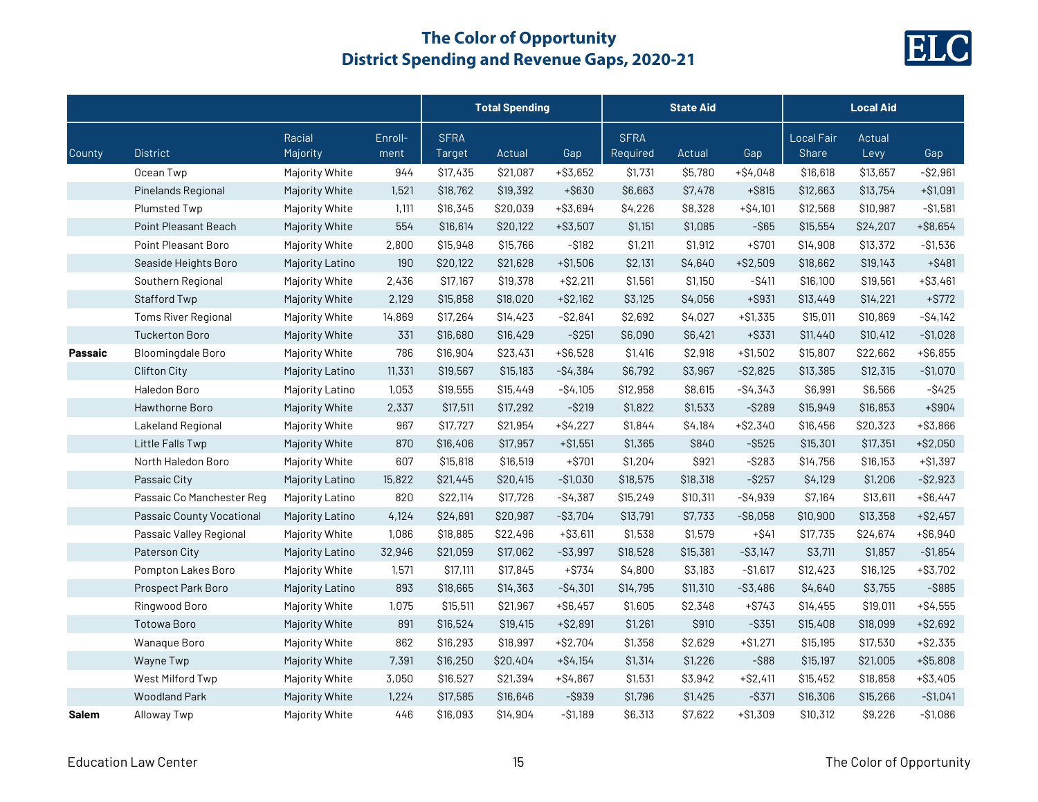# The Color of Opportunity
## District Spending and Revenue Gaps, 2020-21

| County | District | Racial Majority | Enroll-ment | Total Spending | | | State Aid | | | Local Aid | | |
|---|---|---|---|---|---|---|---|---|---|---|---|---|
| | | | | SFRA Target | Actual | Gap | SFRA Required | Actual | Gap | Local Fair Share | Actual Levy | Gap |
| | Ocean Twp | Majority White | 944 | $17,435 | $21,087 | +$3,652 | $1,731 | $5,780 | +$4,048 | $16,618 | $13,657 | -$2,961 |
| | Pinelands Regional | Majority White | 1,521 | $18,762 | $19,392 | +$630 | $6,663 | $7,478 | +$815 | $12,663 | $13,754 | +$1,091 |
| | Plumsted Twp | Majority White | 1,111 | $16,345 | $20,039 | +$3,694 | $4,226 | $8,328 | +$4,101 | $12,568 | $10,987 | -$1,581 |
| | Point Pleasant Beach | Majority White | 554 | $16,614 | $20,122 | +$3,507 | $1,151 | $1,085 | -$65 | $15,554 | $24,207 | +$8,654 |
| | Point Pleasant Boro | Majority White | 2,800 | $15,948 | $15,766 | -$182 | $1,211 | $1,912 | +$701 | $14,908 | $13,372 | -$1,536 |
| | Seaside Heights Boro | Majority Latino | 190 | $20,122 | $21,628 | +$1,506 | $2,131 | $4,640 | +$2,509 | $18,662 | $19,143 | +$481 |
| | Southern Regional | Majority White | 2,436 | $17,167 | $19,378 | +$2,211 | $1,561 | $1,150 | -$411 | $16,100 | $19,561 | +$3,461 |
| | Stafford Twp | Majority White | 2,129 | $15,858 | $18,020 | +$2,162 | $3,125 | $4,056 | +$931 | $13,449 | $14,221 | +$772 |
| | Toms River Regional | Majority White | 14,869 | $17,264 | $14,423 | -$2,841 | $2,692 | $4,027 | +$1,335 | $15,011 | $10,869 | -$4,142 |
| | Tuckerton Boro | Majority White | 331 | $16,680 | $16,429 | -$251 | $6,090 | $6,421 | +$331 | $11,440 | $10,412 | -$1,028 |
| **Passaic** | Bloomingdale Boro | Majority White | 786 | $16,904 | $23,431 | +$6,528 | $1,416 | $2,918 | +$1,502 | $15,807 | $22,662 | +$6,855 |
| | Clifton City | Majority Latino | 11,331 | $19,567 | $15,183 | -$4,384 | $6,792 | $3,967 | -$2,825 | $13,385 | $12,315 | -$1,070 |
| | Haledon Boro | Majority Latino | 1,053 | $19,555 | $15,449 | -$4,105 | $12,958 | $8,615 | -$4,343 | $6,991 | $6,566 | -$425 |
| | Hawthorne Boro | Majority White | 2,337 | $17,511 | $17,292 | -$219 | $1,822 | $1,533 | -$289 | $15,949 | $16,853 | +$904 |
| | Lakeland Regional | Majority White | 967 | $17,727 | $21,954 | +$4,227 | $1,844 | $4,184 | +$2,340 | $16,456 | $20,323 | +$3,866 |
| | Little Falls Twp | Majority White | 870 | $16,406 | $17,957 | +$1,551 | $1,365 | $840 | -$525 | $15,301 | $17,351 | +$2,050 |
| | North Haledon Boro | Majority White | 607 | $15,818 | $16,519 | +$701 | $1,204 | $921 | -$283 | $14,756 | $16,153 | +$1,397 |
| | Passaic City | Majority Latino | 15,822 | $21,445 | $20,415 | -$1,030 | $18,575 | $18,318 | -$257 | $4,129 | $1,206 | -$2,923 |
| | Passaic Co Manchester Reg | Majority Latino | 820 | $22,114 | $17,726 | -$4,387 | $15,249 | $10,311 | -$4,939 | $7,164 | $13,611 | +$6,447 |
| | Passaic County Vocational | Majority Latino | 4,124 | $24,691 | $20,987 | -$3,704 | $13,791 | $7,733 | -$6,058 | $10,900 | $13,358 | +$2,457 |
| | Passaic Valley Regional | Majority White | 1,086 | $18,885 | $22,496 | +$3,611 | $1,538 | $1,579 | +$41 | $17,735 | $24,674 | +$6,940 |
| | Paterson City | Majority Latino | 32,946 | $21,059 | $17,062 | -$3,997 | $18,528 | $15,381 | -$3,147 | $3,711 | $1,857 | -$1,854 |
| | Pompton Lakes Boro | Majority White | 1,571 | $17,111 | $17,845 | +$734 | $4,800 | $3,183 | -$1,617 | $12,423 | $16,125 | +$3,702 |
| | Prospect Park Boro | Majority Latino | 893 | $18,665 | $14,363 | -$4,301 | $14,795 | $11,310 | -$3,486 | $4,640 | $3,755 | -$885 |
| | Ringwood Boro | Majority White | 1,075 | $15,511 | $21,967 | +$6,457 | $1,605 | $2,348 | +$743 | $14,455 | $19,011 | +$4,555 |
| | Totowa Boro | Majority White | 891 | $16,524 | $19,415 | +$2,891 | $1,261 | $910 | -$351 | $15,408 | $18,099 | +$2,692 |
| | Wanaque Boro | Majority White | 862 | $16,293 | $18,997 | +$2,704 | $1,358 | $2,629 | +$1,271 | $15,195 | $17,530 | +$2,335 |
| | Wayne Twp | Majority White | 7,391 | $16,250 | $20,404 | +$4,154 | $1,314 | $1,226 | -$88 | $15,197 | $21,005 | +$5,808 |
| | West Milford Twp | Majority White | 3,050 | $16,527 | $21,394 | +$4,867 | $1,531 | $3,942 | +$2,411 | $15,452 | $18,858 | +$3,405 |
| | Woodland Park | Majority White | 1,224 | $17,585 | $16,646 | -$939 | $1,796 | $1,425 | -$371 | $16,306 | $15,266 | -$1,041 |
| **Salem** | Alloway Twp | Majority White | 446 | $16,093 | $14,904 | -$1,189 | $6,313 | $7,622 | +$1,309 | $10,312 | $9,226 | -$1,086 |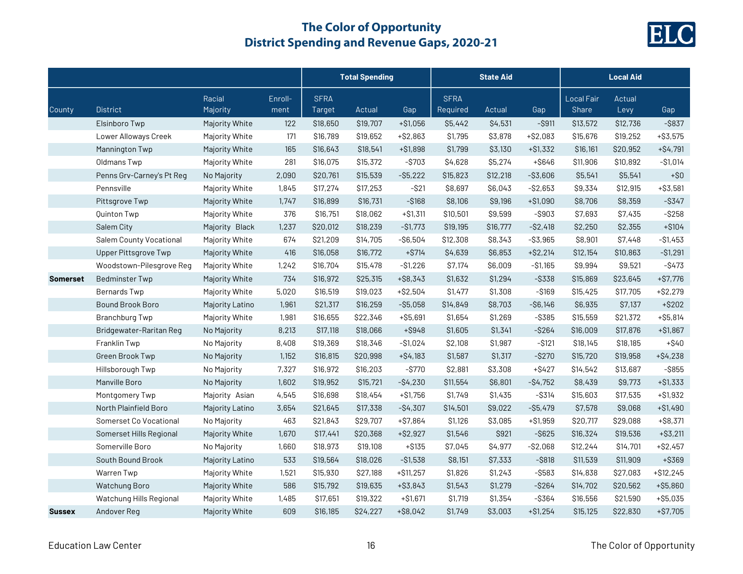## The Color of Opportunity
## District Spending and Revenue Gaps, 2020-21

| | | | | Total Spending | | | State Aid | | | Local Aid | | |
|---|---|---|---|---|---|---|---|---|---|---|---|---|
| County | District | Racial Majority | Enroll-ment | SFRA Target | Actual | Gap | SFRA Required | Actual | Gap | Local Fair Share | Actual Levy | Gap |
| | Elsinboro Twp | Majority White | 122 | $18,650 | $19,707 | +$1,056 | $5,442 | $4,531 | -$911 | $13,572 | $12,736 | -$837 |
| | Lower Alloways Creek | Majority White | 171 | $16,789 | $19,652 | +$2,863 | $1,795 | $3,878 | +$2,083 | $15,676 | $19,252 | +$3,575 |
| | Mannington Twp | Majority White | 165 | $16,643 | $18,541 | +$1,898 | $1,799 | $3,130 | +$1,332 | $16,161 | $20,952 | +$4,791 |
| | Oldmans Twp | Majority White | 281 | $16,075 | $15,372 | -$703 | $4,628 | $5,274 | +$646 | $11,906 | $10,892 | -$1,014 |
| | Penns Grv-Carney's Pt Reg | No Majority | 2,090 | $20,761 | $15,539 | -$5,222 | $15,823 | $12,218 | -$3,606 | $5,541 | $5,541 | +$0 |
| | Pennsville | Majority White | 1,845 | $17,274 | $17,253 | -$21 | $8,697 | $6,043 | -$2,653 | $9,334 | $12,915 | +$3,581 |
| | Pittsgrove Twp | Majority White | 1,747 | $16,899 | $16,731 | -$168 | $8,106 | $9,196 | +$1,090 | $8,706 | $8,359 | -$347 |
| | Quinton Twp | Majority White | 376 | $16,751 | $18,062 | +$1,311 | $10,501 | $9,599 | -$903 | $7,693 | $7,435 | -$258 |
| | Salem City | Majority Black | 1,237 | $20,012 | $18,239 | -$1,773 | $19,195 | $16,777 | -$2,418 | $2,250 | $2,355 | +$104 |
| | Salem County Vocational | Majority White | 674 | $21,209 | $14,705 | -$6,504 | $12,308 | $8,343 | -$3,965 | $8,901 | $7,448 | -$1,453 |
| | Upper Pittsgrove Twp | Majority White | 416 | $16,058 | $16,772 | +$714 | $4,639 | $6,853 | +$2,214 | $12,154 | $10,863 | -$1,291 |
| | Woodstown-Pilesgrove Reg | Majority White | 1,242 | $16,704 | $15,478 | -$1,226 | $7,174 | $6,009 | -$1,165 | $9,994 | $9,521 | -$473 |
| **Somerset** | Bedminster Twp | Majority White | 734 | $16,972 | $25,315 | +$8,343 | $1,632 | $1,294 | -$338 | $15,869 | $23,645 | +$7,776 |
| | Bernards Twp | Majority White | 5,020 | $16,519 | $19,023 | +$2,504 | $1,477 | $1,308 | -$169 | $15,425 | $17,705 | +$2,279 |
| | Bound Brook Boro | Majority Latino | 1,961 | $21,317 | $16,259 | -$5,058 | $14,849 | $8,703 | -$6,146 | $6,935 | $7,137 | +$202 |
| | Branchburg Twp | Majority White | 1,981 | $16,655 | $22,346 | +$5,691 | $1,654 | $1,269 | -$385 | $15,559 | $21,372 | +$5,814 |
| | Bridgewater-Raritan Reg | No Majority | 8,213 | $17,118 | $18,066 | +$948 | $1,605 | $1,341 | -$264 | $16,009 | $17,876 | +$1,867 |
| | Franklin Twp | No Majority | 8,408 | $19,369 | $18,346 | -$1,024 | $2,108 | $1,987 | -$121 | $18,145 | $18,185 | +$40 |
| | Green Brook Twp | No Majority | 1,152 | $16,815 | $20,998 | +$4,183 | $1,587 | $1,317 | -$270 | $15,720 | $19,958 | +$4,238 |
| | Hillsborough Twp | No Majority | 7,327 | $16,972 | $16,203 | -$770 | $2,881 | $3,308 | +$427 | $14,542 | $13,687 | -$855 |
| | Manville Boro | No Majority | 1,602 | $19,952 | $15,721 | -$4,230 | $11,554 | $6,801 | -$4,752 | $8,439 | $9,773 | +$1,333 |
| | Montgomery Twp | Majority Asian | 4,545 | $16,698 | $18,454 | +$1,756 | $1,749 | $1,435 | -$314 | $15,603 | $17,535 | +$1,932 |
| | North Plainfield Boro | Majority Latino | 3,654 | $21,645 | $17,338 | -$4,307 | $14,501 | $9,022 | -$5,479 | $7,578 | $9,068 | +$1,490 |
| | Somerset Co Vocational | No Majority | 463 | $21,843 | $29,707 | +$7,864 | $1,126 | $3,085 | +$1,959 | $20,717 | $29,088 | +$8,371 |
| | Somerset Hills Regional | Majority White | 1,670 | $17,441 | $20,368 | +$2,927 | $1,546 | $921 | -$625 | $16,324 | $19,536 | +$3,211 |
| | Somerville Boro | No Majority | 1,660 | $18,973 | $19,108 | +$135 | $7,045 | $4,977 | -$2,068 | $12,244 | $14,701 | +$2,457 |
| | South Bound Brook | Majority Latino | 533 | $19,564 | $18,026 | -$1,538 | $8,151 | $7,333 | -$818 | $11,539 | $11,909 | +$369 |
| | Warren Twp | Majority White | 1,521 | $15,930 | $27,188 | +$11,257 | $1,826 | $1,243 | -$583 | $14,838 | $27,083 | +$12,245 |
| | Watchung Boro | Majority White | 586 | $15,792 | $19,635 | +$3,843 | $1,543 | $1,279 | -$264 | $14,702 | $20,562 | +$5,860 |
| | Watchung Hills Regional | Majority White | 1,485 | $17,651 | $19,322 | +$1,671 | $1,719 | $1,354 | -$364 | $16,556 | $21,590 | +$5,035 |
| **Sussex** | Andover Reg | Majority White | 609 | $16,185 | $24,227 | +$8,042 | $1,749 | $3,003 | +$1,254 | $15,125 | $22,830 | +$7,705 |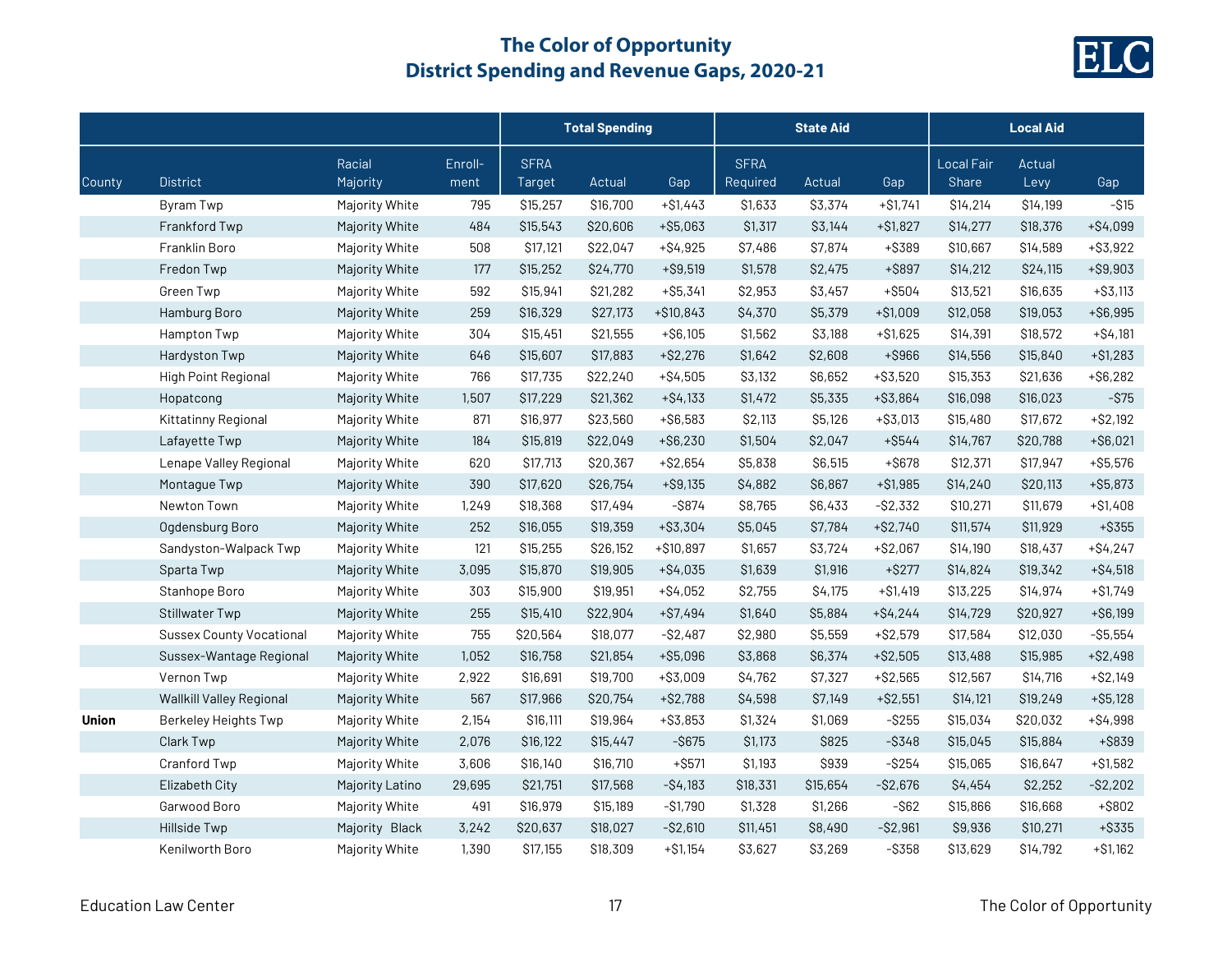# The Color of Opportunity
## District Spending and Revenue Gaps, 2020-21

| | | | | Total Spending | | | State Aid | | | Local Aid | | |
|---|---|---|---|---|---|---|---|---|---|---|---|---|
| County | District | Racial Majority | Enroll-ment | SFRA Target | Actual | Gap | SFRA Required | Actual | Gap | Local Fair Share | Actual Levy | Gap |
| | Byram Twp | Majority White | 795 | $15,257 | $16,700 | +$1,443 | $1,633 | $3,374 | +$1,741 | $14,214 | $14,199 | -$15 |
| | Frankford Twp | Majority White | 484 | $15,543 | $20,606 | +$5,063 | $1,317 | $3,144 | +$1,827 | $14,277 | $18,376 | +$4,099 |
| | Franklin Boro | Majority White | 508 | $17,121 | $22,047 | +$4,925 | $7,486 | $7,874 | +$389 | $10,667 | $14,589 | +$3,922 |
| | Fredon Twp | Majority White | 177 | $15,252 | $24,770 | +$9,519 | $1,578 | $2,475 | +$897 | $14,212 | $24,115 | +$9,903 |
| | Green Twp | Majority White | 592 | $15,941 | $21,282 | +$5,341 | $2,953 | $3,457 | +$504 | $13,521 | $16,635 | +$3,113 |
| | Hamburg Boro | Majority White | 259 | $16,329 | $27,173 | +$10,843 | $4,370 | $5,379 | +$1,009 | $12,058 | $19,053 | +$6,995 |
| | Hampton Twp | Majority White | 304 | $15,451 | $21,555 | +$6,105 | $1,562 | $3,188 | +$1,625 | $14,391 | $18,572 | +$4,181 |
| | Hardyston Twp | Majority White | 646 | $15,607 | $17,883 | +$2,276 | $1,642 | $2,608 | +$966 | $14,556 | $15,840 | +$1,283 |
| | High Point Regional | Majority White | 766 | $17,735 | $22,240 | +$4,505 | $3,132 | $6,652 | +$3,520 | $15,353 | $21,636 | +$6,282 |
| | Hopatcong | Majority White | 1,507 | $17,229 | $21,362 | +$4,133 | $1,472 | $5,335 | +$3,864 | $16,098 | $16,023 | -$75 |
| | Kittatinny Regional | Majority White | 871 | $16,977 | $23,560 | +$6,583 | $2,113 | $5,126 | +$3,013 | $15,480 | $17,672 | +$2,192 |
| | Lafayette Twp | Majority White | 184 | $15,819 | $22,049 | +$6,230 | $1,504 | $2,047 | +$544 | $14,767 | $20,788 | +$6,021 |
| | Lenape Valley Regional | Majority White | 620 | $17,713 | $20,367 | +$2,654 | $5,838 | $6,515 | +$678 | $12,371 | $17,947 | +$5,576 |
| | Montague Twp | Majority White | 390 | $17,620 | $26,754 | +$9,135 | $4,882 | $6,867 | +$1,985 | $14,240 | $20,113 | +$5,873 |
| | Newton Town | Majority White | 1,249 | $18,368 | $17,494 | -$874 | $8,765 | $6,433 | -$2,332 | $10,271 | $11,679 | +$1,408 |
| | Ogdensburg Boro | Majority White | 252 | $16,055 | $19,359 | +$3,304 | $5,045 | $7,784 | +$2,740 | $11,574 | $11,929 | +$355 |
| | Sandyston-Walpack Twp | Majority White | 121 | $15,255 | $26,152 | +$10,897 | $1,657 | $3,724 | +$2,067 | $14,190 | $18,437 | +$4,247 |
| | Sparta Twp | Majority White | 3,095 | $15,870 | $19,905 | +$4,035 | $1,639 | $1,916 | +$277 | $14,824 | $19,342 | +$4,518 |
| | Stanhope Boro | Majority White | 303 | $15,900 | $19,951 | +$4,052 | $2,755 | $4,175 | +$1,419 | $13,225 | $14,974 | +$1,749 |
| | Stillwater Twp | Majority White | 255 | $15,410 | $22,904 | +$7,494 | $1,640 | $5,884 | +$4,244 | $14,729 | $20,927 | +$6,199 |
| | Sussex County Vocational | Majority White | 755 | $20,564 | $18,077 | -$2,487 | $2,980 | $5,559 | +$2,579 | $17,584 | $12,030 | -$5,554 |
| | Sussex-Wantage Regional | Majority White | 1,052 | $16,758 | $21,854 | +$5,096 | $3,868 | $6,374 | +$2,505 | $13,488 | $15,985 | +$2,498 |
| | Vernon Twp | Majority White | 2,922 | $16,691 | $19,700 | +$3,009 | $4,762 | $7,327 | +$2,565 | $12,567 | $14,716 | +$2,149 |
| | Wallkill Valley Regional | Majority White | 567 | $17,966 | $20,754 | +$2,788 | $4,598 | $7,149 | +$2,551 | $14,121 | $19,249 | +$5,128 |
| **Union** | Berkeley Heights Twp | Majority White | 2,154 | $16,111 | $19,964 | +$3,853 | $1,324 | $1,069 | -$255 | $15,034 | $20,032 | +$4,998 |
| | Clark Twp | Majority White | 2,076 | $16,122 | $15,447 | -$675 | $1,173 | $825 | -$348 | $15,045 | $15,884 | +$839 |
| | Cranford Twp | Majority White | 3,606 | $16,140 | $16,710 | +$571 | $1,193 | $939 | -$254 | $15,065 | $16,647 | +$1,582 |
| | Elizabeth City | Majority Latino | 29,695 | $21,751 | $17,568 | -$4,183 | $18,331 | $15,654 | -$2,676 | $4,454 | $2,252 | -$2,202 |
| | Garwood Boro | Majority White | 491 | $16,979 | $15,189 | -$1,790 | $1,328 | $1,266 | -$62 | $15,866 | $16,668 | +$802 |
| | Hillside Twp | Majority Black | 3,242 | $20,637 | $18,027 | -$2,610 | $11,451 | $8,490 | -$2,961 | $9,936 | $10,271 | +$335 |
| | Kenilworth Boro | Majority White | 1,390 | $17,155 | $18,309 | +$1,154 | $3,627 | $3,269 | -$358 | $13,629 | $14,792 | +$1,162 |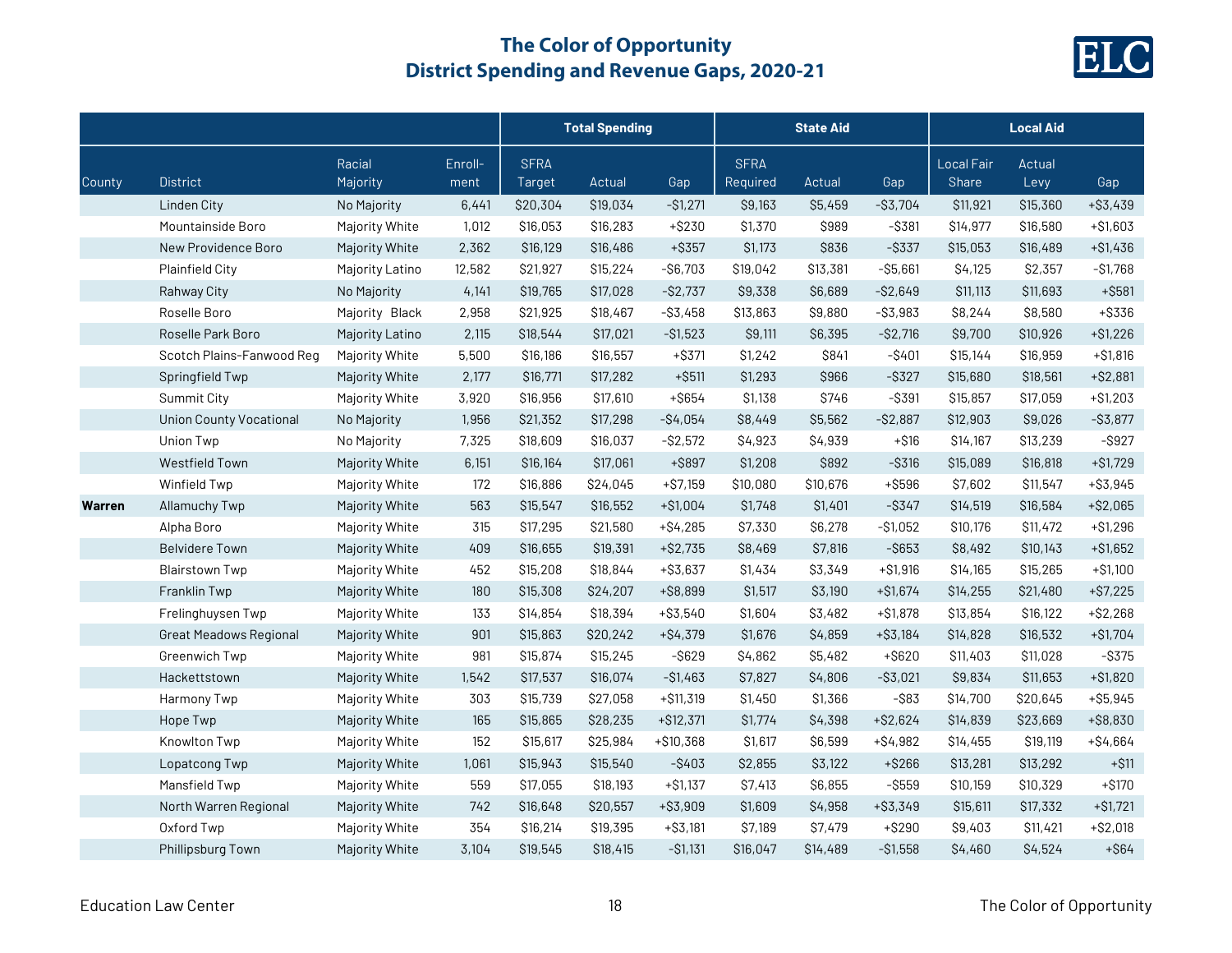# The Color of Opportunity
## District Spending and Revenue Gaps, 2020-21

| | | | | Total Spending | | | State Aid | | | Local Aid | | |
|---|---|---|---|---|---|---|---|---|---|---|---|---|
| County | District | Racial Majority | Enroll-ment | SFRA Target | Actual | Gap | SFRA Required | Actual | Gap | Local Fair Share | Actual Levy | Gap |
| | Linden City | No Majority | 6,441 | $20,304 | $19,034 | -$1,271 | $9,163 | $5,459 | -$3,704 | $11,921 | $15,360 | +$3,439 |
| | Mountainside Boro | Majority White | 1,012 | $16,053 | $16,283 | +$230 | $1,370 | $989 | -$381 | $14,977 | $16,580 | +$1,603 |
| | New Providence Boro | Majority White | 2,362 | $16,129 | $16,486 | +$357 | $1,173 | $836 | -$337 | $15,053 | $16,489 | +$1,436 |
| | Plainfield City | Majority Latino | 12,582 | $21,927 | $15,224 | -$6,703 | $19,042 | $13,381 | -$5,661 | $4,125 | $2,357 | -$1,768 |
| | Rahway City | No Majority | 4,141 | $19,765 | $17,028 | -$2,737 | $9,338 | $6,689 | -$2,649 | $11,113 | $11,693 | +$581 |
| | Roselle Boro | Majority Black | 2,958 | $21,925 | $18,467 | -$3,458 | $13,863 | $9,880 | -$3,983 | $8,244 | $8,580 | +$336 |
| | Roselle Park Boro | Majority Latino | 2,115 | $18,544 | $17,021 | -$1,523 | $9,111 | $6,395 | -$2,716 | $9,700 | $10,926 | +$1,226 |
| | Scotch Plains-Fanwood Reg | Majority White | 5,500 | $16,186 | $16,557 | +$371 | $1,242 | $841 | -$401 | $15,144 | $16,959 | +$1,816 |
| | Springfield Twp | Majority White | 2,177 | $16,771 | $17,282 | +$511 | $1,293 | $966 | -$327 | $15,680 | $18,561 | +$2,881 |
| | Summit City | Majority White | 3,920 | $16,956 | $17,610 | +$654 | $1,138 | $746 | -$391 | $15,857 | $17,059 | +$1,203 |
| | Union County Vocational | No Majority | 1,956 | $21,352 | $17,298 | -$4,054 | $8,449 | $5,562 | -$2,887 | $12,903 | $9,026 | -$3,877 |
| | Union Twp | No Majority | 7,325 | $18,609 | $16,037 | -$2,572 | $4,923 | $4,939 | +$16 | $14,167 | $13,239 | -$927 |
| | Westfield Town | Majority White | 6,151 | $16,164 | $17,061 | +$897 | $1,208 | $892 | -$316 | $15,089 | $16,818 | +$1,729 |
| | Winfield Twp | Majority White | 172 | $16,886 | $24,045 | +$7,159 | $10,080 | $10,676 | +$596 | $7,602 | $11,547 | +$3,945 |
| **Warren** | Allamuchy Twp | Majority White | 563 | $15,547 | $16,552 | +$1,004 | $1,748 | $1,401 | -$347 | $14,519 | $16,584 | +$2,065 |
| | Alpha Boro | Majority White | 315 | $17,295 | $21,580 | +$4,285 | $7,330 | $6,278 | -$1,052 | $10,176 | $11,472 | +$1,296 |
| | Belvidere Town | Majority White | 409 | $16,655 | $19,391 | +$2,735 | $8,469 | $7,816 | -$653 | $8,492 | $10,143 | +$1,652 |
| | Blairstown Twp | Majority White | 452 | $15,208 | $18,844 | +$3,637 | $1,434 | $3,349 | +$1,916 | $14,165 | $15,265 | +$1,100 |
| | Franklin Twp | Majority White | 180 | $15,308 | $24,207 | +$8,899 | $1,517 | $3,190 | +$1,674 | $14,255 | $21,480 | +$7,225 |
| | Frelinghuysen Twp | Majority White | 133 | $14,854 | $18,394 | +$3,540 | $1,604 | $3,482 | +$1,878 | $13,854 | $16,122 | +$2,268 |
| | Great Meadows Regional | Majority White | 901 | $15,863 | $20,242 | +$4,379 | $1,676 | $4,859 | +$3,184 | $14,828 | $16,532 | +$1,704 |
| | Greenwich Twp | Majority White | 981 | $15,874 | $15,245 | -$629 | $4,862 | $5,482 | +$620 | $11,403 | $11,028 | -$375 |
| | Hackettstown | Majority White | 1,542 | $17,537 | $16,074 | -$1,463 | $7,827 | $4,806 | -$3,021 | $9,834 | $11,653 | +$1,820 |
| | Harmony Twp | Majority White | 303 | $15,739 | $27,058 | +$11,319 | $1,450 | $1,366 | -$83 | $14,700 | $20,645 | +$5,945 |
| | Hope Twp | Majority White | 165 | $15,865 | $28,235 | +$12,371 | $1,774 | $4,398 | +$2,624 | $14,839 | $23,669 | +$8,830 |
| | Knowlton Twp | Majority White | 152 | $15,617 | $25,984 | +$10,368 | $1,617 | $6,599 | +$4,982 | $14,455 | $19,119 | +$4,664 |
| | Lopatcong Twp | Majority White | 1,061 | $15,943 | $15,540 | -$403 | $2,855 | $3,122 | +$266 | $13,281 | $13,292 | +$11 |
| | Mansfield Twp | Majority White | 559 | $17,055 | $18,193 | +$1,137 | $7,413 | $6,855 | -$559 | $10,159 | $10,329 | +$170 |
| | North Warren Regional | Majority White | 742 | $16,648 | $20,557 | +$3,909 | $1,609 | $4,958 | +$3,349 | $15,611 | $17,332 | +$1,721 |
| | Oxford Twp | Majority White | 354 | $16,214 | $19,395 | +$3,181 | $7,189 | $7,479 | +$290 | $9,403 | $11,421 | +$2,018 |
| | Phillipsburg Town | Majority White | 3,104 | $19,545 | $18,415 | -$1,131 | $16,047 | $14,489 | -$1,558 | $4,460 | $4,524 | +$64 |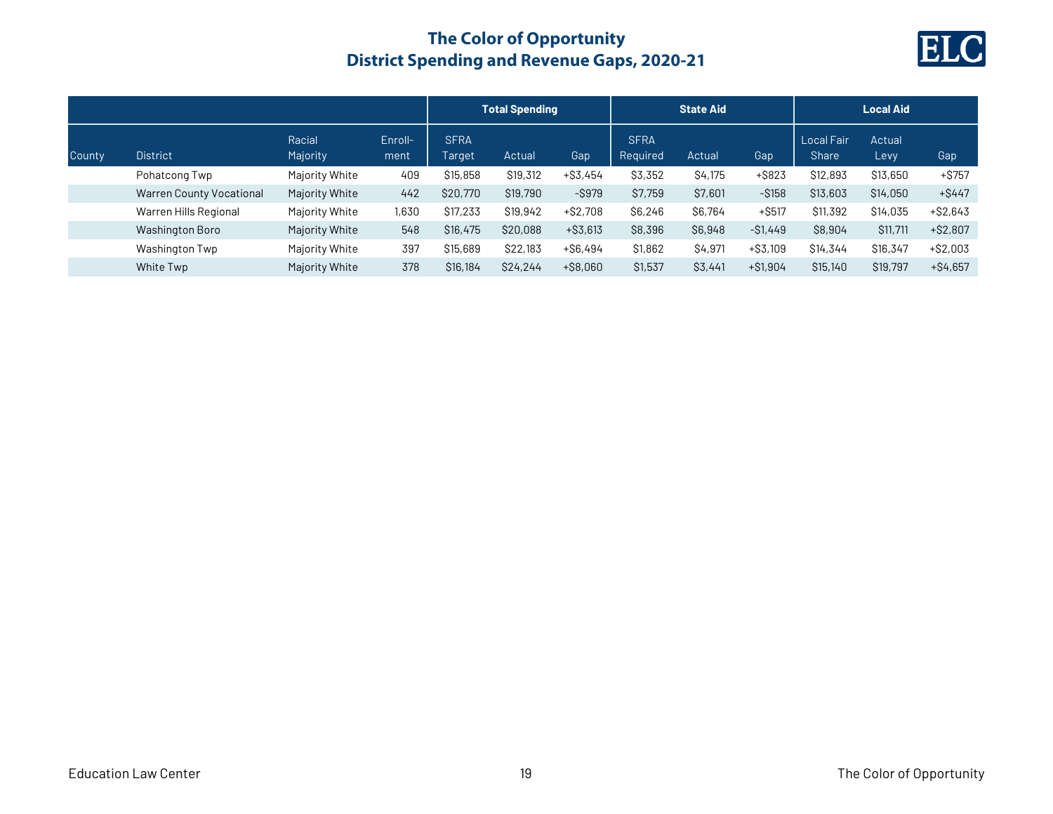## The Color of Opportunity
## District Spending and Revenue Gaps, 2020-21

| | | | | Total Spending | | | State Aid | | | Local Aid | | |
|---|---|---|---|---|---|---|---|---|---|---|---|---|
| County | District | Racial Majority | Enroll-ment | SFRA Target | Actual | Gap | SFRA Required | Actual | Gap | Local Fair Share | Actual Levy | Gap |
| | Pohatcong Twp | Majority White | 409 | $15,858 | $19,312 | +$3,454 | $3,352 | $4,175 | +$823 | $12,893 | $13,650 | +$757 |
| | Warren County Vocational | Majority White | 442 | $20,770 | $19,790 | -$979 | $7,759 | $7,601 | -$158 | $13,603 | $14,050 | +$447 |
| | Warren Hills Regional | Majority White | 1,630 | $17,233 | $19,942 | +$2,708 | $6,246 | $6,764 | +$517 | $11,392 | $14,035 | +$2,643 |
| | Washington Boro | Majority White | 548 | $16,475 | $20,088 | +$3,613 | $8,396 | $6,948 | -$1,449 | $8,904 | $11,711 | +$2,807 |
| | Washington Twp | Majority White | 397 | $15,689 | $22,183 | +$6,494 | $1,862 | $4,971 | +$3,109 | $14,344 | $16,347 | +$2,003 |
| | White Twp | Majority White | 378 | $16,184 | $24,244 | +$8,060 | $1,537 | $3,441 | +$1,904 | $15,140 | $19,797 | +$4,657 |